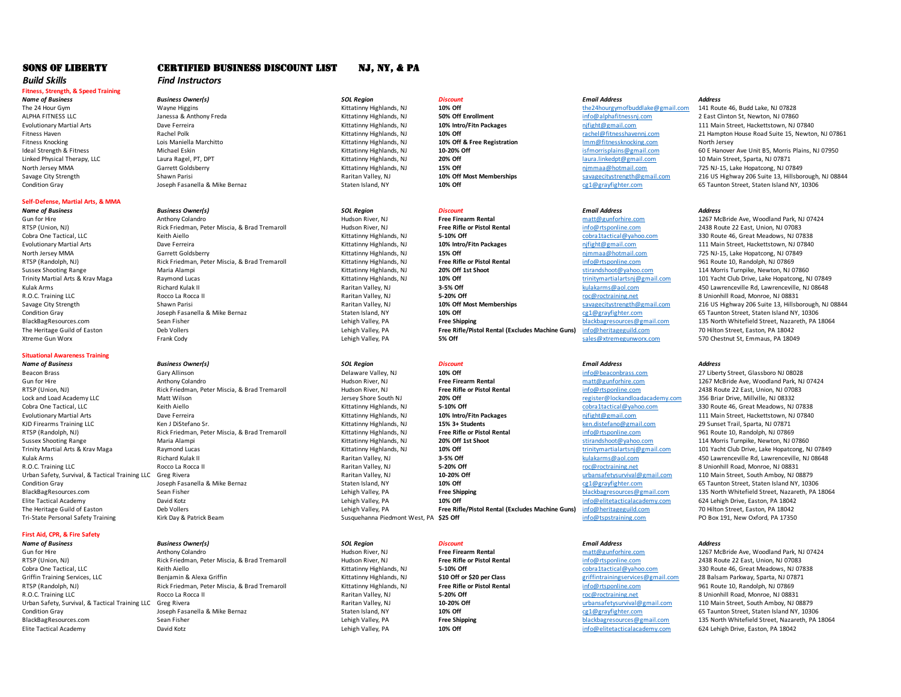# SONS OF LIBERTY — CERTIFIED BUSINESS DISCOUNT LIST — NJ, NY, & PA

*Build Skills* — *Find Instructors*

## Fitness, Strength, & Speed Training

| *Name of Business* | *Business Owner(s)* | *SOL Region* | *Discount* | *Email Address* | *Address* |
|---|---|---|---|---|---|
| The 24 Hour Gym | Wayne Higgins | Kittatinny Highlands, NJ | **10% Off** | the24hourgymofbuddlake@gmail.com | 141 Route 46, Budd Lake, NJ 07828 |
| ALPHA FITNESS LLC | Janessa & Anthony Freda | Kittatinny Highlands, NJ | **50% Off Enrollment** | info@alphafitnessnj.com | 2 East Clinton St, Newton, NJ 07860 |
| Evolutionary Martial Arts | Dave Ferreira | Kittatinny Highlands, NJ | **10% Intro/Fitn Packages** | njfight@gmail.com | 111 Main Street, Hackettstown, NJ 07840 |
| Fitness Haven | Rachel Polk | Kittatinny Highlands, NJ | **10% Off** | rachel@fitnesshavennj.com | 21 Hampton House Road Suite 15, Newton, NJ 07861 |
| Fitness Knocking | Lois Maniella Marchitto | Kittatinny Highlands, NJ | **10% Off & Free Registration** | lmm@fitnessknocking.com | North Jersey |
| Ideal Strength & Fitness | Michael Eskin | Kittatinny Highlands, NJ | **10-20% Off** | isfmorrisplains@gmail.com | 60 E Hanover Ave Unit B5, Morris Plains, NJ 07950 |
| Linked Physical Therapy, LLC | Laura Ragel, PT, DPT | Kittatinny Highlands, NJ | **20% Off** | laura.linkedpt@gmail.com | 10 Main Street, Sparta, NJ 07871 |
| North Jersey MMA | Garrett Goldsberry | Kittatinny Highlands, NJ | **15% Off** | njmmaa@hotmail.com | 725 NJ-15, Lake Hopatcong, NJ 07849 |
| Savage City Strength | Shawn Parisi | Raritan Valley, NJ | **10% Off Most Memberships** | savagecitystrength@gmail.com | 216 US Highway 206 Suite 13, Hillsborough, NJ 08844 |
| Condition Gray | Joseph Fasanella & Mike Bernaz | Staten Island, NY | **10% Off** | cg1@grayfighter.com | 65 Taunton Street, Staten Island NY, 10306 |

## Self-Defense, Martial Arts, & MMA

| *Name of Business* | *Business Owner(s)* | *SOL Region* | *Discount* | *Email Address* | *Address* |
|---|---|---|---|---|---|
| Gun for Hire | Anthony Colandro | Hudson River, NJ | **Free Firearm Rental** | matt@gunforhire.com | 1267 McBride Ave, Woodland Park, NJ 07424 |
| RTSP (Union, NJ) | Rick Friedman, Peter Miscia, & Brad Tremaroll | Hudson River, NJ | **Free Rifle or Pistol Rental** | info@rtsponline.com | 2438 Route 22 East, Union, NJ 07083 |
| Cobra One Tactical, LLC | Keith Aiello | Kittatinny Highlands, NJ | **5-10% Off** | cobra1tactical@yahoo.com | 330 Route 46, Great Meadows, NJ 07838 |
| Evolutionary Martial Arts | Dave Ferreira | Kittatinny Highlands, NJ | **10% Intro/Fitn Packages** | njfight@gmail.com | 111 Main Street, Hackettstown, NJ 07840 |
| North Jersey MMA | Garrett Goldsberry | Kittatinny Highlands, NJ | **15% Off** | njmmaa@hotmail.com | 725 NJ-15, Lake Hopatcong, NJ 07849 |
| RTSP (Randolph, NJ) | Rick Friedman, Peter Miscia, & Brad Tremaroll | Kittatinny Highlands, NJ | **Free Rifle or Pistol Rental** | info@rtsponline.com | 961 Route 10, Randolph, NJ 07869 |
| Sussex Shooting Range | Maria Alampi | Kittatinny Highlands, NJ | **20% Off 1st Shoot** | stirandshoot@yahoo.com | 114 Morris Turnpike, Newton, NJ 07860 |
| Trinity Martial Arts & Krav Maga | Raymond Lucas | Kittatinny Highlands, NJ | **10% Off** | trinitymartialartsnj@gmail.com | 101 Yacht Club Drive, Lake Hopatcong, NJ 07849 |
| Kulak Arms | Richard Kulak II | Raritan Valley, NJ | **3-5% Off** | kulakarms@aol.com | 450 Lawrenceville Rd, Lawrenceville, NJ 08648 |
| R.O.C. Training LLC | Rocco La Rocca II | Raritan Valley, NJ | **5-20% Off** | roc@roctraining.net | 8 Unionhill Road, Monroe, NJ 08831 |
| Savage City Strength | Shawn Parisi | Raritan Valley, NJ | **10% Off Most Memberships** | savagecitystrength@gmail.com | 216 US Highway 206 Suite 13, Hillsborough, NJ 08844 |
| Condition Gray | Joseph Fasanella & Mike Bernaz | Staten Island, NY | **10% Off** | cg1@grayfighter.com | 65 Taunton Street, Staten Island NY, 10306 |
| BlackBagResources.com | Sean Fisher | Lehigh Valley, PA | **Free Shipping** | blackbagresources@gmail.com | 135 North Whitefield Street, Nazareth, PA 18064 |
| The Heritage Guild of Easton | Deb Vollers | Lehigh Valley, PA | **Free Rifle/Pistol Rental (Excludes Machine Guns)** | info@heritageguild.com | 70 Hilton Street, Easton, PA 18042 |
| Xtreme Gun Worx | Frank Cody | Lehigh Valley, PA | **5% Off** | sales@xtremegunworx.com | 570 Chestnut St, Emmaus, PA 18049 |

## Situational Awareness Training

| *Name of Business* | *Business Owner(s)* | *SOL Region* | *Discount* | *Email Address* | *Address* |
|---|---|---|---|---|---|
| Beacon Brass | Gary Allinson | Delaware Valley, NJ | **10% Off** | info@beaconbrass.com | 27 Liberty Street, Glassboro NJ 08028 |
| Gun for Hire | Anthony Colandro | Hudson River, NJ | **Free Firearm Rental** | matt@gunforhire.com | 1267 McBride Ave, Woodland Park, NJ 07424 |
| RTSP (Union, NJ) | Rick Friedman, Peter Miscia, & Brad Tremaroll | Hudson River, NJ | **Free Rifle or Pistol Rental** | info@rtsponline.com | 2438 Route 22 East, Union, NJ 07083 |
| Lock and Load Academy LLC | Matt Wilson | Jersey Shore South NJ | **20% Off** | register@lockandloadacademy.com | 356 Briar Drive, Millville, NJ 08332 |
| Cobra One Tactical, LLC | Keith Aiello | Kittatinny Highlands, NJ | **5-10% Off** | cobra1tactical@yahoo.com | 330 Route 46, Great Meadows, NJ 07838 |
| Evolutionary Martial Arts | Dave Ferreira | Kittatinny Highlands, NJ | **10% Intro/Fitn Packages** | njfight@gmail.com | 111 Main Street, Hackettstown, NJ 07840 |
| KJD Firearms Training LLC | Ken J DiStefano Sr. | Kittatinny Highlands, NJ | **15% 3+ Students** | ken.distefano@gmail.com | 29 Sunset Trail, Sparta, NJ 07871 |
| RTSP (Randolph, NJ) | Rick Friedman, Peter Miscia, & Brad Tremaroll | Kittatinny Highlands, NJ | **Free Rifle or Pistol Rental** | info@rtsponline.com | 961 Route 10, Randolph, NJ 07869 |
| Sussex Shooting Range | Maria Alampi | Kittatinny Highlands, NJ | **20% Off 1st Shoot** | stirandshoot@yahoo.com | 114 Morris Turnpike, Newton, NJ 07860 |
| Trinity Martial Arts & Krav Maga | Raymond Lucas | Kittatinny Highlands, NJ | **10% Off** | trinitymartialartsnj@gmail.com | 101 Yacht Club Drive, Lake Hopatcong, NJ 07849 |
| Kulak Arms | Richard Kulak II | Raritan Valley, NJ | **3-5% Off** | kulakarms@aol.com | 450 Lawrenceville Rd, Lawrenceville, NJ 08648 |
| R.O.C. Training LLC | Rocco La Rocca II | Raritan Valley, NJ | **5-20% Off** | roc@roctraining.net | 8 Unionhill Road, Monroe, NJ 08831 |
| Urban Safety, Survival, & Tactical Training LLC | Greg Rivera | Raritan Valley, NJ | **10-20% Off** | urbansafetysurvival@gmail.com | 110 Main Street, South Amboy, NJ 08879 |
| Condition Gray | Joseph Fasanella & Mike Bernaz | Staten Island, NY | **10% Off** | cg1@grayfighter.com | 65 Taunton Street, Staten Island NY, 10306 |
| BlackBagResources.com | Sean Fisher | Lehigh Valley, PA | **Free Shipping** | blackbagresources@gmail.com | 135 North Whitefield Street, Nazareth, PA 18064 |
| Elite Tactical Academy | David Kotz | Lehigh Valley, PA | **10% Off** | info@elitetacticalacademy.com | 624 Lehigh Drive, Easton, PA 18042 |
| The Heritage Guild of Easton | Deb Vollers | Lehigh Valley, PA | **Free Rifle/Pistol Rental (Excludes Machine Guns)** | info@heritageguild.com | 70 Hilton Street, Easton, PA 18042 |
| Tri-State Personal Safety Training | Kirk Day & Patrick Beam | Susquehanna Piedmont West, PA | **$25 Off** | info@tspstraining.com | PO Box 191, New Oxford, PA 17350 |

## First Aid, CPR, & Fire Safety

| *Name of Business* | *Business Owner(s)* | *SOL Region* | *Discount* | *Email Address* | *Address* |
|---|---|---|---|---|---|
| Gun for Hire | Anthony Colandro | Hudson River, NJ | **Free Firearm Rental** | matt@gunforhire.com | 1267 McBride Ave, Woodland Park, NJ 07424 |
| RTSP (Union, NJ) | Rick Friedman, Peter Miscia, & Brad Tremaroll | Hudson River, NJ | **Free Rifle or Pistol Rental** | info@rtsponline.com | 2438 Route 22 East, Union, NJ 07083 |
| Cobra One Tactical, LLC | Keith Aiello | Kittatinny Highlands, NJ | **5-10% Off** | cobra1tactical@yahoo.com | 330 Route 46, Great Meadows, NJ 07838 |
| Griffin Training Services, LLC | Benjamin & Alexa Griffin | Kittatinny Highlands, NJ | **$10 Off or $20 per Class** | griffintrainingservices@gmail.com | 28 Balsam Parkway, Sparta, NJ 07871 |
| RTSP (Randolph, NJ) | Rick Friedman, Peter Miscia, & Brad Tremaroll | Kittatinny Highlands, NJ | **Free Rifle or Pistol Rental** | info@rtsponline.com | 961 Route 10, Randolph, NJ 07869 |
| R.O.C. Training LLC | Rocco La Rocca II | Raritan Valley, NJ | **5-20% Off** | roc@roctraining.net | 8 Unionhill Road, Monroe, NJ 08831 |
| Urban Safety, Survival, & Tactical Training LLC | Greg Rivera | Raritan Valley, NJ | **10-20% Off** | urbansafetysurvival@gmail.com | 110 Main Street, South Amboy, NJ 08879 |
| Condition Gray | Joseph Fasanella & Mike Bernaz | Staten Island, NY | **10% Off** | cg1@grayfighter.com | 65 Taunton Street, Staten Island NY, 10306 |
| BlackBagResources.com | Sean Fisher | Lehigh Valley, PA | **Free Shipping** | blackbagresources@gmail.com | 135 North Whitefield Street, Nazareth, PA 18064 |
| Elite Tactical Academy | David Kotz | Lehigh Valley, PA | **10% Off** | info@elitetacticalacademy.com | 624 Lehigh Drive, Easton, PA 18042 |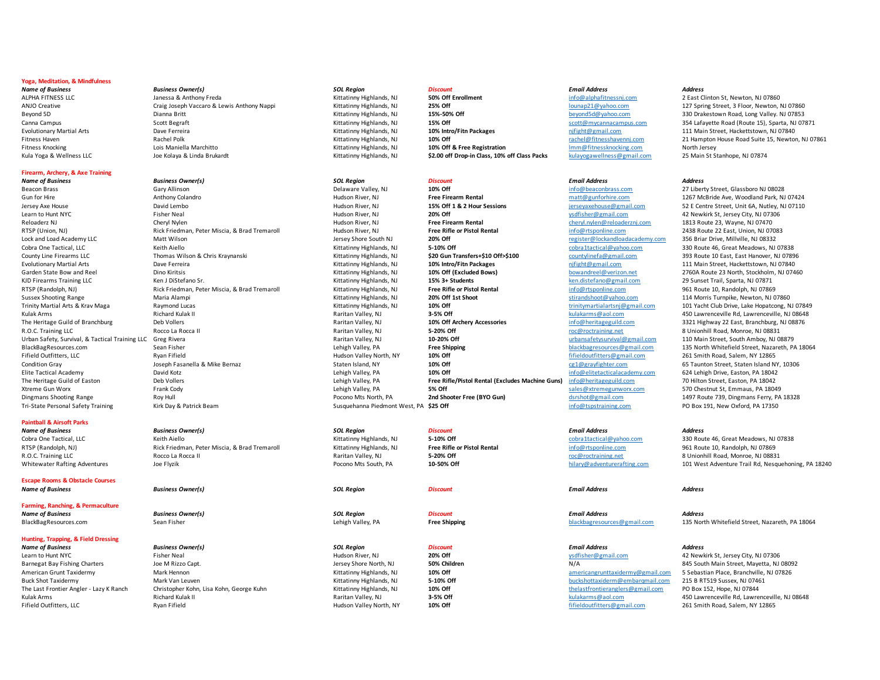## Yoga, Meditation, & Mindfulness

| *Name of Business* | *Business Owner(s)* | *SOL Region* | *Discount* | *Email Address* | *Address* |
|---|---|---|---|---|---|
| ALPHA FITNESS LLC | Janessa & Anthony Freda | Kittatinny Highlands, NJ | **50% Off Enrollment** | info@alphafitnessnj.com | 2 East Clinton St, Newton, NJ 07860 |
| ANJO Creative | Craig Joseph Vaccaro & Lewis Anthony Nappi | Kittatinny Highlands, NJ | **25% Off** | lounap21@yahoo.com | 127 Spring Street, 3 Floor, Newton, NJ 07860 |
| Beyond 5D | Dianna Britt | Kittatinny Highlands, NJ | **15%-50% Off** | beyond5d@yahoo.com | 330 Drakestown Road, Long Valley. NJ 07853 |
| Canna Campus | Scott Begraft | Kittatinny Highlands, NJ | **15% Off** | scott@mycannacampus.com | 354 Lafayette Road (Route 15), Sparta, NJ 07871 |
| Evolutionary Martial Arts | Dave Ferreira | Kittatinny Highlands, NJ | **10% Intro/Fitn Packages** | njfight@gmail.com | 111 Main Street, Hackettstown, NJ 07840 |
| Fitness Haven | Rachel Polk | Kittatinny Highlands, NJ | **10% Off** | rachel@fitnesshavennj.com | 21 Hampton House Road Suite 15, Newton, NJ 07861 |
| Fitness Knocking | Lois Maniella Marchitto | Kittatinny Highlands, NJ | **10% Off & Free Registration** | lmm@fitnessknocking.com | North Jersey |
| Kula Yoga & Wellness LLC | Joe Kolaya & Linda Brukardt | Kittatinny Highlands, NJ | **$2.00 off Drop-in Class, 10% off Class Packs** | kulayogawellness@gmail.com | 25 Main St Stanhope, NJ 07874 |

## Firearm, Archery, & Axe Training

| *Name of Business* | *Business Owner(s)* | *SOL Region* | *Discount* | *Email Address* | *Address* |
|---|---|---|---|---|---|
| Beacon Brass | Gary Allinson | Delaware Valley, NJ | **10% Off** | info@beaconbrass.com | 27 Liberty Street, Glassboro NJ 08028 |
| Gun for Hire | Anthony Colandro | Hudson River, NJ | **Free Firearm Rental** | matt@gunforhire.com | 1267 McBride Ave, Woodland Park, NJ 07424 |
| Jersey Axe House | David Lembo | Hudson River, NJ | **15% Off 1 & 2 Hour Sessions** | jerseyaxehouse@gmail.com | 52 E Centre Street, Unit 6A, Nutley, NJ 07110 |
| Learn to Hunt NYC | Fisher Neal | Hudson River, NJ | **20% Off** | ysdfisher@gmail.com | 42 Newkirk St, Jersey City, NJ 07306 |
| Reloaderz NJ | Cheryl Nylen | Hudson River, NJ | **Free Firearm Rental** | cheryl.nylen@reloaderznj.com | 1813 Route 23, Wayne, NJ 07470 |
| RTSP (Union, NJ) | Rick Friedman, Peter Miscia, & Brad Tremaroll | Hudson River, NJ | **Free Rifle or Pistol Rental** | info@rtsponline.com | 2438 Route 22 East, Union, NJ 07083 |
| Lock and Load Academy LLC | Matt Wilson | Jersey Shore South NJ | **20% Off** | register@lockandloadacademy.com | 356 Briar Drive, Millville, NJ 08332 |
| Cobra One Tactical, LLC | Keith Aiello | Kittatinny Highlands, NJ | **5-10% Off** | cobra1tactical@yahoo.com | 330 Route 46, Great Meadows, NJ 07838 |
| County Line Firearms LLC | Thomas Wilson & Chris Kraynanski | Kittatinny Highlands, NJ | **$20 Gun Transfers+$10 Off>$100** | countylinefa@gmail.com | 393 Route 10 East, East Hanover, NJ 07896 |
| Evolutionary Martial Arts | Dave Ferreira | Kittatinny Highlands, NJ | **10% Intro/Fitn Packages** | njfight@gmail.com | 111 Main Street, Hackettstown, NJ 07840 |
| Garden State Bow and Reel | Dino Kiritsis | Kittatinny Highlands, NJ | **10% Off (Excluded Bows)** | bowandreel@verizon.net | 2760A Route 23 North, Stockholm, NJ 07460 |
| KJD Firearms Training LLC | Ken J DiStefano Sr. | Kittatinny Highlands, NJ | **15% 3+ Students** | ken.distefano@gmail.com | 29 Sunset Trail, Sparta, NJ 07871 |
| RTSP (Randolph, NJ) | Rick Friedman, Peter Miscia, & Brad Tremaroll | Kittatinny Highlands, NJ | **Free Rifle or Pistol Rental** | info@rtsponline.com | 961 Route 10, Randolph, NJ 07869 |
| Sussex Shooting Range | Maria Alampi | Kittatinny Highlands, NJ | **20% Off 1st Shoot** | stirandshoot@yahoo.com | 114 Morris Turnpike, Newton, NJ 07860 |
| Trinity Martial Arts & Krav Maga | Raymond Lucas | Kittatinny Highlands, NJ | **10% Off** | trinitymartialartsnj@gmail.com | 101 Yacht Club Drive, Lake Hopatcong, NJ 07849 |
| Kulak Arms | Richard Kulak II | Raritan Valley, NJ | **3-5% Off** | kulakarms@aol.com | 450 Lawrenceville Rd, Lawrenceville, NJ 08648 |
| The Heritage Guild of Branchburg | Deb Vollers | Raritan Valley, NJ | **10% Off Archery Accessories** | info@heritageguild.com | 3321 Highway 22 East, Branchburg, NJ 08876 |
| R.O.C. Training LLC | Rocco La Rocca II | Raritan Valley, NJ | **5-20% Off** | roc@roctraining.net | 8 Unionhill Road, Monroe, NJ 08831 |
| Urban Safety, Survival, & Tactical Training LLC | Greg Rivera | Raritan Valley, NJ | **10-20% Off** | urbansafetysurvival@gmail.com | 110 Main Street, South Amboy, NJ 08879 |
| BlackBagResources.com | Sean Fisher | Lehigh Valley, PA | **Free Shipping** | blackbagresources@gmail.com | 135 North Whitefield Street, Nazareth, PA 18064 |
| Fifield Outfitters, LLC | Ryan Fifield | Hudson Valley North, NY | **10% Off** | fifieldoutfitters@gmail.com | 261 Smith Road, Salem, NY 12865 |
| Condition Gray | Joseph Fasanella & Mike Bernaz | Staten Island, NY | **10% Off** | cg1@grayfighter.com | 65 Taunton Street, Staten Island NY, 10306 |
| Elite Tactical Academy | David Kotz | Lehigh Valley, PA | **10% Off** | info@elitetacticalacademy.com | 624 Lehigh Drive, Easton, PA 18042 |
| The Heritage Guild of Easton | Deb Vollers | Lehigh Valley, PA | **Free Rifle/Pistol Rental (Excludes Machine Guns)** | info@heritageguild.com | 70 Hilton Street, Easton, PA 18042 |
| Xtreme Gun Worx | Frank Cody | Lehigh Valley, PA | **5% Off** | sales@xtremegunworx.com | 570 Chestnut St, Emmaus, PA 18049 |
| Dingmans Shooting Range | Roy Hull | Pocono Mts North, PA | **2nd Shooter Free (BYO Gun)** | dsrshot@gmail.com | 1497 Route 739, Dingmans Ferry, PA 18328 |
| Tri-State Personal Safety Training | Kirk Day & Patrick Beam | Susquehanna Piedmont West, PA | **$25 Off** | info@tspstraining.com | PO Box 191, New Oxford, PA 17350 |

## Paintball & Airsoft Parks

| *Name of Business* | *Business Owner(s)* | *SOL Region* | *Discount* | *Email Address* | *Address* |
|---|---|---|---|---|---|
| Cobra One Tactical, LLC | Keith Aiello | Kittatinny Highlands, NJ | **5-10% Off** | cobra1tactical@yahoo.com | 330 Route 46, Great Meadows, NJ 07838 |
| RTSP (Randolph, NJ) | Rick Friedman, Peter Miscia, & Brad Tremaroll | Kittatinny Highlands, NJ | **Free Rifle or Pistol Rental** | info@rtsponline.com | 961 Route 10, Randolph, NJ 07869 |
| R.O.C. Training LLC | Rocco La Rocca II | Raritan Valley, NJ | **5-20% Off** | roc@roctraining.net | 8 Unionhill Road, Monroe, NJ 08831 |
| Whitewater Rafting Adventures | Joe Flyzik | Pocono Mts South, PA | **10-50% Off** | hilary@adventurerafting.com | 101 West Adventure Trail Rd, Nesquehoning, PA 18240 |

## Escape Rooms & Obstacle Courses

| *Name of Business* | *Business Owner(s)* | *SOL Region* | *Discount* | *Email Address* | *Address* |
|---|---|---|---|---|---|

## Farming, Ranching, & Permaculture

| *Name of Business* | *Business Owner(s)* | *SOL Region* | *Discount* | *Email Address* | *Address* |
|---|---|---|---|---|---|
| BlackBagResources.com | Sean Fisher | Lehigh Valley, PA | **Free Shipping** | blackbagresources@gmail.com | 135 North Whitefield Street, Nazareth, PA 18064 |

## Hunting, Trapping, & Field Dressing

| *Name of Business* | *Business Owner(s)* | *SOL Region* | *Discount* | *Email Address* | *Address* |
|---|---|---|---|---|---|
| Learn to Hunt NYC | Fisher Neal | Hudson River, NJ | **20% Off** | ysdfisher@gmail.com | 42 Newkirk St, Jersey City, NJ 07306 |
| Barnegat Bay Fishing Charters | Joe M Rizzo Capt. | Jersey Shore North, NJ | **50% Children** | N/A | 845 South Main Street, Mayetta, NJ 08092 |
| American Grunt Taxidermy | Mark Hennon | Kittatinny Highlands, NJ | **10% Off** | americangrunttaxidermy@gmail.com | 5 Sebastian Place, Branchville, NJ 07826 |
| Buck Shot Taxidermy | Mark Van Leuven | Kittatinny Highlands, NJ | **5-10% Off** | buckshottaxiderm@embarqmail.com | 215 B RT519 Sussex, NJ 07461 |
| The Last Frontier Angler - Lazy K Ranch | Christopher Kohn, Lisa Kohn, George Kuhn | Kittatinny Highlands, NJ | **10% Off** | thelastfrontieranglers@gmail.com | PO Box 152, Hope, NJ 07844 |
| Kulak Arms | Richard Kulak II | Raritan Valley, NJ | **3-5% Off** | kulakarms@aol.com | 450 Lawrenceville Rd, Lawrenceville, NJ 08648 |
| Fifield Outfitters, LLC | Ryan Fifield | Hudson Valley North, NY | **10% Off** | fifieldoutfitters@gmail.com | 261 Smith Road, Salem, NY 12865 |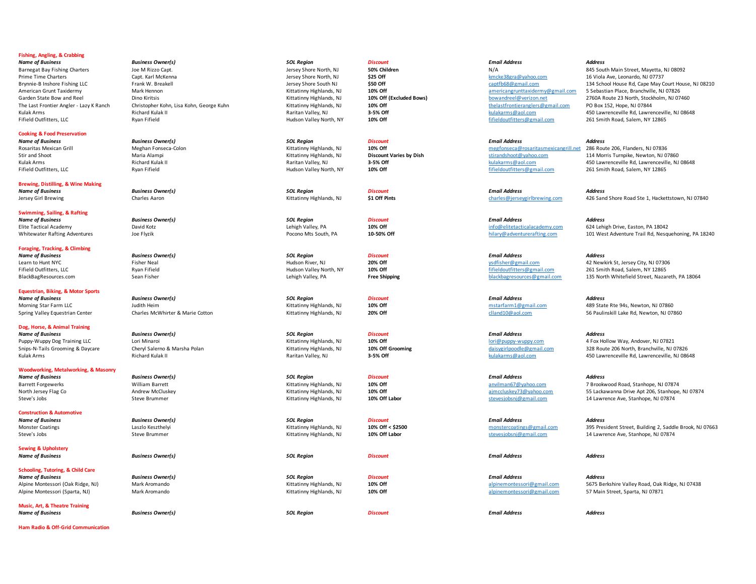## Fishing, Angling, & Crabbing

| *Name of Business* | *Business Owner(s)* | *SOL Region* | *Discount* | *Email Address* | *Address* |
|---|---|---|---|---|---|
| Barnegat Bay Fishing Charters | Joe M Rizzo Capt. | Jersey Shore North, NJ | **50% Children** | N/A | 845 South Main Street, Mayetta, NJ 08092 |
| Prime Time Charters | Capt. Karl McKenna | Jersey Shore North, NJ | **$25 Off** | kmcke38gra@yahoo.com | 16 Viola Ave, Leonardo, NJ 07737 |
| Brynnie-B Inshore Fishing LLC | Frank W. Breakell | Jersey Shore South NJ | **$50 Off** | captfb68@gmail.com | 134 School House Rd, Cape May Court House, NJ 08210 |
| American Grunt Taxidermy | Mark Hennon | Kittatinny Highlands, NJ | **10% Off** | americangrunttaxidermy@gmail.com | 5 Sebastian Place, Branchville, NJ 07826 |
| Garden State Bow and Reel | Dino Kiritsis | Kittatinny Highlands, NJ | **10% Off (Excluded Bows)** | bowandreel@verizon.net | 2760A Route 23 North, Stockholm, NJ 07460 |
| The Last Frontier Angler - Lazy K Ranch | Christopher Kohn, Lisa Kohn, George Kuhn | Kittatinny Highlands, NJ | **10% Off** | thelastfrontieranglers@gmail.com | PO Box 152, Hope, NJ 07844 |
| Kulak Arms | Richard Kulak II | Raritan Valley, NJ | **3-5% Off** | kulakarms@aol.com | 450 Lawrenceville Rd, Lawrenceville, NJ 08648 |
| Fifield Outfitters, LLC | Ryan Fifield | Hudson Valley North, NY | **10% Off** | fifieldoutfitters@gmail.com | 261 Smith Road, Salem, NY 12865 |

## Cooking & Food Preservation

| *Name of Business* | *Business Owner(s)* | *SOL Region* | *Discount* | *Email Address* | *Address* |
|---|---|---|---|---|---|
| Rosaritas Mexican Grill | Meghan Fonseca-Colon | Kittatinny Highlands, NJ | **10% Off** | megfonseca@rosaritasmexicangrill.net | 286 Route 206, Flanders, NJ 07836 |
| Stir and Shoot | Maria Alampi | Kittatinny Highlands, NJ | **Discount Varies by Dish** | stirandshoot@yahoo.com | 114 Morris Turnpike, Newton, NJ 07860 |
| Kulak Arms | Richard Kulak II | Raritan Valley, NJ | **3-5% Off** | kulakarms@aol.com | 450 Lawrenceville Rd, Lawrenceville, NJ 08648 |
| Fifield Outfitters, LLC | Ryan Fifield | Hudson Valley North, NY | **10% Off** | fifieldoutfitters@gmail.com | 261 Smith Road, Salem, NY 12865 |

## Brewing, Distilling, & Wine Making

| *Name of Business* | *Business Owner(s)* | *SOL Region* | *Discount* | *Email Address* | *Address* |
|---|---|---|---|---|---|
| Jersey Girl Brewing | Charles Aaron | Kittatinny Highlands, NJ | **$1 Off Pints** | charles@jerseygirlbrewing.com | 426 Sand Shore Road Ste 1, Hackettstown, NJ 07840 |

## Swimming, Sailing, & Rafting

| *Name of Business* | *Business Owner(s)* | *SOL Region* | *Discount* | *Email Address* | *Address* |
|---|---|---|---|---|---|
| Elite Tactical Academy | David Kotz | Lehigh Valley, PA | **10% Off** | info@elitetacticalacademy.com | 624 Lehigh Drive, Easton, PA 18042 |
| Whitewater Rafting Adventures | Joe Flyzik | Pocono Mts South, PA | **10-50% Off** | hilary@adventurerafting.com | 101 West Adventure Trail Rd, Nesquehoning, PA 18240 |

## Foraging, Tracking, & Climbing

| *Name of Business* | *Business Owner(s)* | *SOL Region* | *Discount* | *Email Address* | *Address* |
|---|---|---|---|---|---|
| Learn to Hunt NYC | Fisher Neal | Hudson River, NJ | **20% Off** | ysdfisher@gmail.com | 42 Newkirk St, Jersey City, NJ 07306 |
| Fifield Outfitters, LLC | Ryan Fifield | Hudson Valley North, NY | **10% Off** | fifieldoutfitters@gmail.com | 261 Smith Road, Salem, NY 12865 |
| BlackBagResources.com | Sean Fisher | Lehigh Valley, PA | **Free Shipping** | blackbagresources@gmail.com | 135 North Whitefield Street, Nazareth, PA 18064 |

## Equestrian, Biking, & Motor Sports

| *Name of Business* | *Business Owner(s)* | *SOL Region* | *Discount* | *Email Address* | *Address* |
|---|---|---|---|---|---|
| Morning Star Farm LLC | Judith Heim | Kittatinny Highlands, NJ | **10% Off** | mstarfarm1@gmail.com | 489 State Rte 94s, Newton, NJ 07860 |
| Spring Valley Equestrian Center | Charles McWhirter & Marie Cotton | Kittatinny Highlands, NJ | **20% Off** | clland10@aol.com | 56 Paulinskill Lake Rd, Newton, NJ 07860 |

## Dog, Horse, & Animal Training

| *Name of Business* | *Business Owner(s)* | *SOL Region* | *Discount* | *Email Address* | *Address* |
|---|---|---|---|---|---|
| Puppy-Wuppy Dog Training LLC | Lori Minaroi | Kittatinny Highlands, NJ | **10% Off** | lori@puppy-wuppy.com | 4 Fox Hollow Way, Andover, NJ 07821 |
| Snips-N-Tails Grooming & Daycare | Cheryl Salerno & Marsha Polan | Kittatinny Highlands, NJ | **10% Off Grooming** | daisygirlpoodle@gmail.com | 328 Route 206 North, Branchville, NJ 07826 |
| Kulak Arms | Richard Kulak II | Raritan Valley, NJ | **3-5% Off** | kulakarms@aol.com | 450 Lawrenceville Rd, Lawrenceville, NJ 08648 |

## Woodworking, Metalworking, & Masonry

| *Name of Business* | *Business Owner(s)* | *SOL Region* | *Discount* | *Email Address* | *Address* |
|---|---|---|---|---|---|
| Barrett Forgewerks | William Barrett | Kittatinny Highlands, NJ | **10% Off** | anvilman67@yahoo.com | 7 Brookwood Road, Stanhope, NJ 07874 |
| North Jersey Flag Co | Andrew McCluskey | Kittatinny Highlands, NJ | **10% Off** | ajmccluskey73@yahoo.com | 55 Lackawanna Drive Apt 206, Stanhope, NJ 07874 |
| Steve's Jobs | Steve Brummer | Kittatinny Highlands, NJ | **10% Off Labor** | stevesjobsnj@gmail.com | 14 Lawrence Ave, Stanhope, NJ 07874 |

## Construction & Automotive

| *Name of Business* | *Business Owner(s)* | *SOL Region* | *Discount* | *Email Address* | *Address* |
|---|---|---|---|---|---|
| Monster Coatings | Laszlo Keszthelyi | Kittatinny Highlands, NJ | **10% Off < $2500** | monstercoatings@gmail.com | 395 President Street, Building 2, Saddle Brook, NJ 07663 |
| Steve's Jobs | Steve Brummer | Kittatinny Highlands, NJ | **10% Off Labor** | stevesjobsnj@gmail.com | 14 Lawrence Ave, Stanhope, NJ 07874 |

## Sewing & Upholstery

| *Name of Business* | *Business Owner(s)* | *SOL Region* | *Discount* | *Email Address* | *Address* |
|---|---|---|---|---|---|

## Schooling, Tutoring, & Child Care

| *Name of Business* | *Business Owner(s)* | *SOL Region* | *Discount* | *Email Address* | *Address* |
|---|---|---|---|---|---|
| Alpine Montessori (Oak Ridge, NJ) | Mark Aromando | Kittatinny Highlands, NJ | **10% Off** | alpinemontessori@gmail.com | 5675 Berkshire Valley Road, Oak Ridge, NJ 07438 |
| Alpine Montessori (Sparta, NJ) | Mark Aromando | Kittatinny Highlands, NJ | **10% Off** | alpinemontessori@gmail.com | 57 Main Street, Sparta, NJ 07871 |

## Music, Art, & Theatre Training

| *Name of Business* | *Business Owner(s)* | *SOL Region* | *Discount* | *Email Address* | *Address* |
|---|---|---|---|---|---|

## Ham Radio & Off-Grid Communication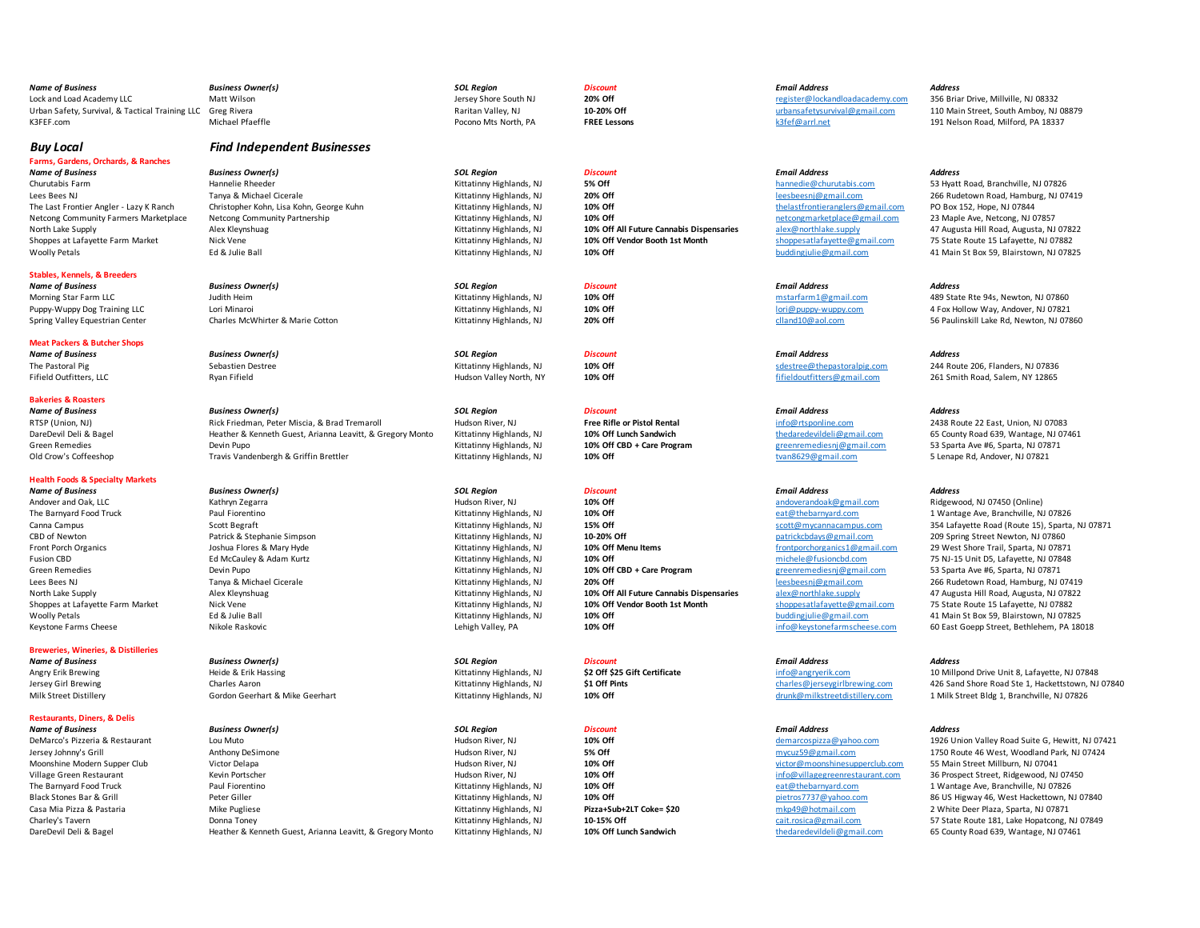| *Name of Business* | *Business Owner(s)* | *SOL Region* | *Discount* | *Email Address* | *Address* |
|---|---|---|---|---|---|
| Lock and Load Academy LLC | Matt Wilson | Jersey Shore South NJ | **20% Off** | register@lockandloadacademy.com | 356 Briar Drive, Millville, NJ 08332 |
| Urban Safety, Survival, & Tactical Training LLC | Greg Rivera | Raritan Valley, NJ | **10-20% Off** | urbansafetysurvival@gmail.com | 110 Main Street, South Amboy, NJ 08879 |
| K3FEF.com | Michael Pfaeffle | Pocono Mts North, PA | **FREE Lessons** | k3fef@arrl.net | 191 Nelson Road, Milford, PA 18337 |

## *Buy Local* — *Find Independent Businesses*

### Farms, Gardens, Orchards, & Ranches

| *Name of Business* | *Business Owner(s)* | *SOL Region* | *Discount* | *Email Address* | *Address* |
|---|---|---|---|---|---|
| Churutabis Farm | Hannelie Rheeder | Kittatinny Highlands, NJ | **5% Off** | hannedie@churutabis.com | 53 Hyatt Road, Branchville, NJ 07826 |
| Lees Bees NJ | Tanya & Michael Cicerale | Kittatinny Highlands, NJ | **20% Off** | leesbeesnj@gmail.com | 266 Rudetown Road, Hamburg, NJ 07419 |
| The Last Frontier Angler - Lazy K Ranch | Christopher Kohn, Lisa Kohn, George Kuhn | Kittatinny Highlands, NJ | **10% Off** | thelastfrontieranglers@gmail.com | PO Box 152, Hope, NJ 07844 |
| Netcong Community Farmers Marketplace | Netcong Community Partnership | Kittatinny Highlands, NJ | **10% Off** | netcongmarketplace@gmail.com | 23 Maple Ave, Netcong, NJ 07857 |
| North Lake Supply | Alex Kleynshuag | Kittatinny Highlands, NJ | **10% Off All Future Cannabis Dispensaries** | alex@northlake.supply | 47 Augusta Hill Road, Augusta, NJ 07822 |
| Shoppes at Lafayette Farm Market | Nick Vene | Kittatinny Highlands, NJ | **10% Off Vendor Booth 1st Month** | shoppesatlafayette@gmail.com | 75 State Route 15 Lafayette, NJ 07882 |
| Woolly Petals | Ed & Julie Ball | Kittatinny Highlands, NJ | **10% Off** | buddingjulie@gmail.com | 41 Main St Box 59, Blairstown, NJ 07825 |

### Stables, Kennels, & Breeders

| *Name of Business* | *Business Owner(s)* | *SOL Region* | *Discount* | *Email Address* | *Address* |
|---|---|---|---|---|---|
| Morning Star Farm LLC | Judith Heim | Kittatinny Highlands, NJ | **10% Off** | mstarfarm1@gmail.com | 489 State Rte 94s, Newton, NJ 07860 |
| Puppy-Wuppy Dog Training LLC | Lori Minaroi | Kittatinny Highlands, NJ | **10% Off** | lori@puppy-wuppy.com | 4 Fox Hollow Way, Andover, NJ 07821 |
| Spring Valley Equestrian Center | Charles McWhirter & Marie Cotton | Kittatinny Highlands, NJ | **20% Off** | clland10@aol.com | 56 Paulinskill Lake Rd, Newton, NJ 07860 |

### Meat Packers & Butcher Shops

| *Name of Business* | *Business Owner(s)* | *SOL Region* | *Discount* | *Email Address* | *Address* |
|---|---|---|---|---|---|
| The Pastoral Pig | Sebastien Destree | Kittatinny Highlands, NJ | **10% Off** | sdestree@thepastoralpig.com | 244 Route 206, Flanders, NJ 07836 |
| Fifield Outfitters, LLC | Ryan Fifield | Hudson Valley North, NY | **10% Off** | fifieldoutfitters@gmail.com | 261 Smith Road, Salem, NY 12865 |

### Bakeries & Roasters

| *Name of Business* | *Business Owner(s)* | *SOL Region* | *Discount* | *Email Address* | *Address* |
|---|---|---|---|---|---|
| RTSP (Union, NJ) | Rick Friedman, Peter Miscia, & Brad Tremaroll | Hudson River, NJ | **Free Rifle or Pistol Rental** | info@rtsponline.com | 2438 Route 22 East, Union, NJ 07083 |
| DareDevil Deli & Bagel | Heather & Kenneth Guest, Arianna Leavitt, & Gregory Monto | Kittatinny Highlands, NJ | **10% Off Lunch Sandwich** | thedaredevildeli@gmail.com | 65 County Road 639, Wantage, NJ 07461 |
| Green Remedies | Devin Pupo | Kittatinny Highlands, NJ | **10% Off CBD + Care Program** | greenremediesnj@gmail.com | 53 Sparta Ave #6, Sparta, NJ 07871 |
| Old Crow's Coffeeshop | Travis Vandenbergh & Griffin Brettler | Kittatinny Highlands, NJ | **10% Off** | tvan8629@gmail.com | 5 Lenape Rd, Andover, NJ 07821 |

### Health Foods & Specialty Markets

| *Name of Business* | *Business Owner(s)* | *SOL Region* | *Discount* | *Email Address* | *Address* |
|---|---|---|---|---|---|
| Andover and Oak, LLC | Kathryn Zegarra | Hudson River, NJ | **10% Off** | andoverandoak@gmail.com | Ridgewood, NJ 07450 (Online) |
| The Barnyard Food Truck | Paul Fiorentino | Kittatinny Highlands, NJ | **10% Off** | eat@thebarnyard.com | 1 Wantage Ave, Branchville, NJ 07826 |
| Canna Campus | Scott Begraft | Kittatinny Highlands, NJ | **15% Off** | scott@mycannacampus.com | 354 Lafayette Road (Route 15), Sparta, NJ 07871 |
| CBD of Newton | Patrick & Stephanie Simpson | Kittatinny Highlands, NJ | **10-20% Off** | patrickcbdays@gmail.com | 209 Spring Street Newton, NJ 07860 |
| Front Porch Organics | Joshua Flores & Mary Hyde | Kittatinny Highlands, NJ | **10% Off Menu Items** | frontporchorganics1@gmail.com | 29 West Shore Trail, Sparta, NJ 07871 |
| Fusion CBD | Ed McCauley & Adam Kurtz | Kittatinny Highlands, NJ | **10% Off** | michele@fusioncbd.com | 75 NJ-15 Unit D5, Lafayette, NJ 07848 |
| Green Remedies | Devin Pupo | Kittatinny Highlands, NJ | **10% Off CBD + Care Program** | greenremediesnj@gmail.com | 53 Sparta Ave #6, Sparta, NJ 07871 |
| Lees Bees NJ | Tanya & Michael Cicerale | Kittatinny Highlands, NJ | **20% Off** | leesbeesnj@gmail.com | 266 Rudetown Road, Hamburg, NJ 07419 |
| North Lake Supply | Alex Kleynshuag | Kittatinny Highlands, NJ | **10% Off All Future Cannabis Dispensaries** | alex@northlake.supply | 47 Augusta Hill Road, Augusta, NJ 07822 |
| Shoppes at Lafayette Farm Market | Nick Vene | Kittatinny Highlands, NJ | **10% Off Vendor Booth 1st Month** | shoppesatlafayette@gmail.com | 75 State Route 15 Lafayette, NJ 07882 |
| Woolly Petals | Ed & Julie Ball | Kittatinny Highlands, NJ | **10% Off** | buddingjulie@gmail.com | 41 Main St Box 59, Blairstown, NJ 07825 |
| Keystone Farms Cheese | Nikole Raskovic | Lehigh Valley, PA | **10% Off** | info@keystonefarmscheese.com | 60 East Goepp Street, Bethlehem, PA 18018 |

### Breweries, Wineries, & Distilleries

| *Name of Business* | *Business Owner(s)* | *SOL Region* | *Discount* | *Email Address* | *Address* |
|---|---|---|---|---|---|
| Angry Erik Brewing | Heide & Erik Hassing | Kittatinny Highlands, NJ | **$2 Off $25 Gift Certificate** | info@angryerik.com | 10 Millpond Drive Unit 8, Lafayette, NJ 07848 |
| Jersey Girl Brewing | Charles Aaron | Kittatinny Highlands, NJ | **$1 Off Pints** | charles@jerseygirlbrewing.com | 426 Sand Shore Road Ste 1, Hackettstown, NJ 07840 |
| Milk Street Distillery | Gordon Geerhart & Mike Geerhart | Kittatinny Highlands, NJ | **10% Off** | drunk@milkstreetdistillery.com | 1 Milk Street Bldg 1, Branchville, NJ 07826 |

### Restaurants, Diners, & Delis

| *Name of Business* | *Business Owner(s)* | *SOL Region* | *Discount* | *Email Address* | *Address* |
|---|---|---|---|---|---|
| DeMarco's Pizzeria & Restaurant | Lou Muto | Hudson River, NJ | **10% Off** | demarcospizza@yahoo.com | 1926 Union Valley Road Suite G, Hewitt, NJ 07421 |
| Jersey Johnny's Grill | Anthony DeSimone | Hudson River, NJ | **5% Off** | mycuz59@gmail.com | 1750 Route 46 West, Woodland Park, NJ 07424 |
| Moonshine Modern Supper Club | Victor Delapa | Hudson River, NJ | **10% Off** | victor@moonshinesupperclub.com | 55 Main Street Millburn, NJ 07041 |
| Village Green Restaurant | Kevin Portscher | Hudson River, NJ | **10% Off** | info@villagegreenrestaurant.com | 36 Prospect Street, Ridgewood, NJ 07450 |
| The Barnyard Food Truck | Paul Fiorentino | Kittatinny Highlands, NJ | **10% Off** | eat@thebarnyard.com | 1 Wantage Ave, Branchville, NJ 07826 |
| Black Stones Bar & Grill | Peter Giller | Kittatinny Highlands, NJ | **10% Off** | pietros7737@yahoo.com | 86 US Higway 46, West Hackettown, NJ 07840 |
| Casa Mia Pizza & Pastaria | Mike Pugliese | Kittatinny Highlands, NJ | **Pizza+Sub+2LT Coke= $20** | mkp49@hotmail.com | 2 White Deer Plaza, Sparta, NJ 07871 |
| Charley's Tavern | Donna Toney | Kittatinny Highlands, NJ | **10-15% Off** | cait.rosica@gmail.com | 57 State Route 181, Lake Hopatcong, NJ 07849 |
| DareDevil Deli & Bagel | Heather & Kenneth Guest, Arianna Leavitt, & Gregory Monto | Kittatinny Highlands, NJ | **10% Off Lunch Sandwich** | thedaredevildeli@gmail.com | 65 County Road 639, Wantage, NJ 07461 |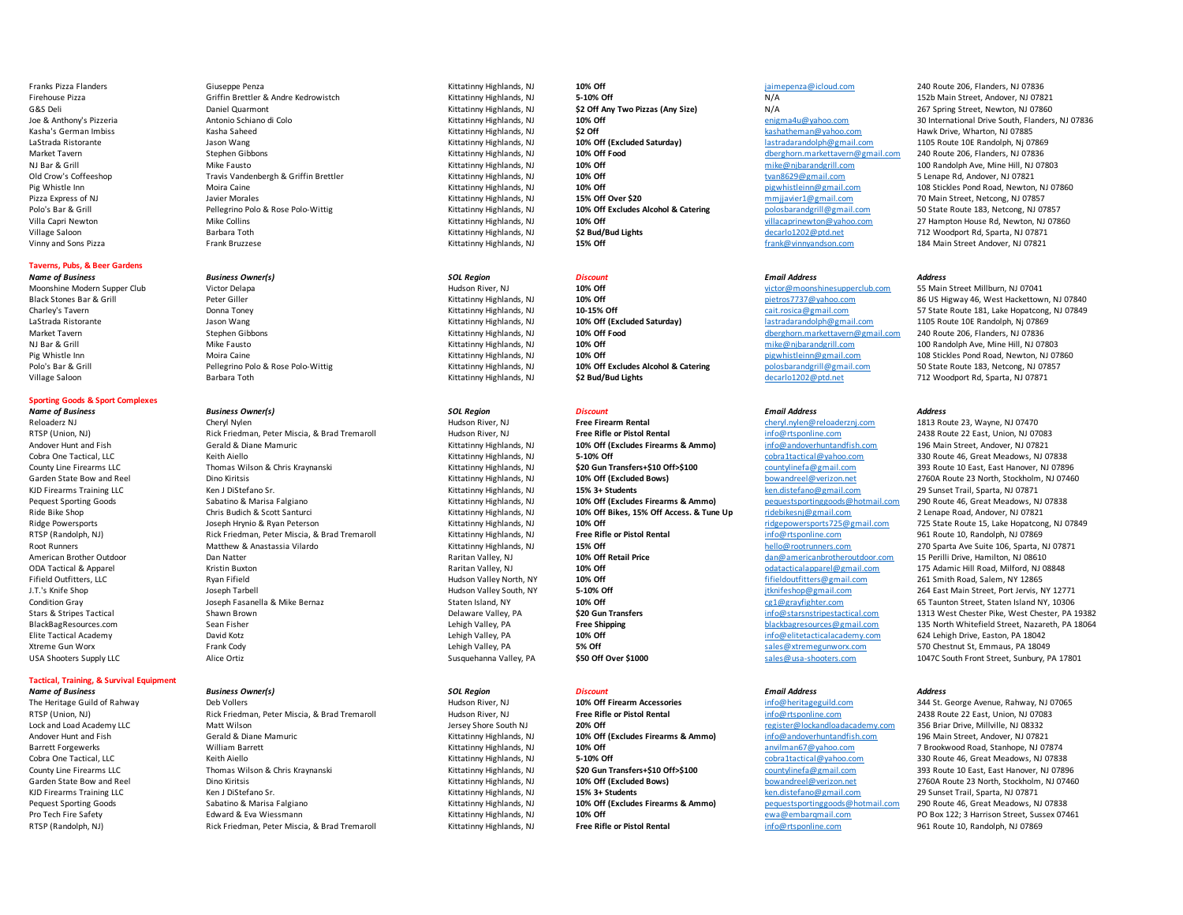| | | | | | |
|---|---|---|---|---|---|
| Franks Pizza Flanders | Giuseppe Penza | Kittatinny Highlands, NJ | **10% Off** | jaimepenza@icloud.com | 240 Route 206, Flanders, NJ 07836 |
| Firehouse Pizza | Griffin Brettler & Andre Kedrowistch | Kittatinny Highlands, NJ | **5-10% Off** | N/A | 152b Main Street, Andover, NJ 07821 |
| G&S Deli | Daniel Quarmont | Kittatinny Highlands, NJ | **$2 Off Any Two Pizzas (Any Size)** | N/A | 267 Spring Street, Newton, NJ 07860 |
| Joe & Anthony's Pizzeria | Antonio Schiano di Colo | Kittatinny Highlands, NJ | **10% Off** | enigma4u@yahoo.com | 30 International Drive South, Flanders, NJ 07836 |
| Kasha's German Imbiss | Kasha Saheed | Kittatinny Highlands, NJ | **$2 Off** | kashatheman@yahoo.com | Hawk Drive, Wharton, NJ 07885 |
| LaStrada Ristorante | Jason Wang | Kittatinny Highlands, NJ | **10% Off (Excluded Saturday)** | lastradarandolph@gmail.com | 1105 Route 10E Randolph, Nj 07869 |
| Market Tavern | Stephen Gibbons | Kittatinny Highlands, NJ | **10% Off Food** | dberghorn.markettavern@gmail.com | 240 Route 206, Flanders, NJ 07836 |
| NJ Bar & Grill | Mike Fausto | Kittatinny Highlands, NJ | **10% Off** | mike@njbarandgrill.com | 100 Randolph Ave, Mine Hill, NJ 07803 |
| Old Crow's Coffeeshop | Travis Vandenbergh & Griffin Brettler | Kittatinny Highlands, NJ | **10% Off** | tvan8629@gmail.com | 5 Lenape Rd, Andover, NJ 07821 |
| Pig Whistle Inn | Moira Caine | Kittatinny Highlands, NJ | **10% Off** | pigwhistleinn@gmail.com | 108 Stickles Pond Road, Newton, NJ 07860 |
| Pizza Express of NJ | Javier Morales | Kittatinny Highlands, NJ | **15% Off Over $20** | mmjjavier1@gmail.com | 70 Main Street, Netcong, NJ 07857 |
| Polo's Bar & Grill | Pellegrino Polo & Rose Polo-Wittig | Kittatinny Highlands, NJ | **10% Off Excludes Alcohol & Catering** | polosbarandgrill@gmail.com | 50 State Route 183, Netcong, NJ 07857 |
| Villa Capri Newton | Mike Collins | Kittatinny Highlands, NJ | **10% Off** | villacaprinewton@yahoo.com | 27 Hampton House Rd, Newton, NJ 07860 |
| Village Saloon | Barbara Toth | Kittatinny Highlands, NJ | **$2 Bud/Bud Lights** | decarlo1202@ptd.net | 712 Woodport Rd, Sparta, NJ 07871 |
| Vinny and Sons Pizza | Frank Bruzzese | Kittatinny Highlands, NJ | **15% Off** | frank@vinnyandson.com | 184 Main Street Andover, NJ 07821 |

## Taverns, Pubs, & Beer Gardens

| *Name of Business* | *Business Owner(s)* | *SOL Region* | *Discount* | *Email Address* | *Address* |
|---|---|---|---|---|---|
| Moonshine Modern Supper Club | Victor Delapa | Hudson River, NJ | **10% Off** | victor@moonshinesupperclub.com | 55 Main Street Millburn, NJ 07041 |
| Black Stones Bar & Grill | Peter Giller | Kittatinny Highlands, NJ | **10% Off** | pietros7737@yahoo.com | 86 US Higway 46, West Hackettown, NJ 07840 |
| Charley's Tavern | Donna Toney | Kittatinny Highlands, NJ | **10-15% Off** | cait.rosica@gmail.com | 57 State Route 181, Lake Hopatcong, NJ 07849 |
| LaStrada Ristorante | Jason Wang | Kittatinny Highlands, NJ | **10% Off (Excluded Saturday)** | lastradarandolph@gmail.com | 1105 Route 10E Randolph, Nj 07869 |
| Market Tavern | Stephen Gibbons | Kittatinny Highlands, NJ | **10% Off Food** | dberghorn.markettavern@gmail.com | 240 Route 206, Flanders, NJ 07836 |
| NJ Bar & Grill | Mike Fausto | Kittatinny Highlands, NJ | **10% Off** | mike@njbarandgrill.com | 100 Randolph Ave, Mine Hill, NJ 07803 |
| Pig Whistle Inn | Moira Caine | Kittatinny Highlands, NJ | **10% Off** | pigwhistleinn@gmail.com | 108 Stickles Pond Road, Newton, NJ 07860 |
| Polo's Bar & Grill | Pellegrino Polo & Rose Polo-Wittig | Kittatinny Highlands, NJ | **10% Off Excludes Alcohol & Catering** | polosbarandgrill@gmail.com | 50 State Route 183, Netcong, NJ 07857 |
| Village Saloon | Barbara Toth | Kittatinny Highlands, NJ | **$2 Bud/Bud Lights** | decarlo1202@ptd.net | 712 Woodport Rd, Sparta, NJ 07871 |

## Sporting Goods & Sport Complexes

| *Name of Business* | *Business Owner(s)* | *SOL Region* | *Discount* | *Email Address* | *Address* |
|---|---|---|---|---|---|
| Reloaderz NJ | Cheryl Nylen | Hudson River, NJ | **Free Firearm Rental** | cheryl.nylen@reloaderznj.com | 1813 Route 23, Wayne, NJ 07470 |
| RTSP (Union, NJ) | Rick Friedman, Peter Miscia, & Brad Tremaroll | Hudson River, NJ | **Free Rifle or Pistol Rental** | info@rtsponline.com | 2438 Route 22 East, Union, NJ 07083 |
| Andover Hunt and Fish | Gerald & Diane Mamuric | Kittatinny Highlands, NJ | **10% Off (Excludes Firearms & Ammo)** | info@andoverhuntandfish.com | 196 Main Street, Andover, NJ 07821 |
| Cobra One Tactical, LLC | Keith Aiello | Kittatinny Highlands, NJ | **5-10% Off** | cobra1tactical@yahoo.com | 330 Route 46, Great Meadows, NJ 07838 |
| County Line Firearms LLC | Thomas Wilson & Chris Kraynanski | Kittatinny Highlands, NJ | **$20 Gun Transfers+$10 Off>$100** | countylinefa@gmail.com | 393 Route 10 East, East Hanover, NJ 07896 |
| Garden State Bow and Reel | Dino Kiritsis | Kittatinny Highlands, NJ | **10% Off (Excluded Bows)** | bowandreel@verizon.net | 2760A Route 23 North, Stockholm, NJ 07460 |
| KJD Firearms Training LLC | Ken J DiStefano Sr. | Kittatinny Highlands, NJ | **15% 3+ Students** | ken.distefano@gmail.com | 29 Sunset Trail, Sparta, NJ 07871 |
| Pequest Sporting Goods | Sabatino & Marisa Falgiano | Kittatinny Highlands, NJ | **10% Off (Excludes Firearms & Ammo)** | pequestsportinggoods@hotmail.com | 290 Route 46, Great Meadows, NJ 07838 |
| Ride Bike Shop | Chris Budich & Scott Santurci | Kittatinny Highlands, NJ | **10% Off Bikes, 15% Off Access. & Tune Up** | ridebikesnj@gmail.com | 2 Lenape Road, Andover, NJ 07821 |
| Ridge Powersports | Joseph Hrynio & Ryan Peterson | Kittatinny Highlands, NJ | **10% Off** | ridgepowersports725@gmail.com | 725 State Route 15, Lake Hopatcong, NJ 07849 |
| RTSP (Randolph, NJ) | Rick Friedman, Peter Miscia, & Brad Tremaroll | Kittatinny Highlands, NJ | **Free Rifle or Pistol Rental** | info@rtsponline.com | 961 Route 10, Randolph, NJ 07869 |
| Root Runners | Matthew & Anastassia Vilardo | Kittatinny Highlands, NJ | **15% Off** | hello@rootrunners.com | 270 Sparta Ave Suite 106, Sparta, NJ 07871 |
| American Brother Outdoor | Dan Natter | Raritan Valley, NJ | **10% Off Retail Price** | dan@americanbrotheroutdoor.com | 15 Perilli Drive, Hamilton, NJ 08610 |
| ODA Tactical & Apparel | Kristin Buxton | Raritan Valley, NJ | **10% Off** | odatacticalapparel@gmail.com | 175 Adamic Hill Road, Milford, NJ 08848 |
| Fifield Outfitters, LLC | Ryan Fifield | Hudson Valley North, NY | **10% Off** | fifieldoutfitters@gmail.com | 261 Smith Road, Salem, NY 12865 |
| J.T.'s Knife Shop | Joseph Tarbell | Hudson Valley South, NY | **5-10% Off** | jtknifeshop@gmail.com | 264 East Main Street, Port Jervis, NY 12771 |
| Condition Gray | Joseph Fasanella & Mike Bernaz | Staten Island, NY | **10% Off** | cg1@grayfighter.com | 65 Taunton Street, Staten Island NY, 10306 |
| Stars & Stripes Tactical | Shawn Brown | Delaware Valley, PA | **$20 Gun Transfers** | info@starsnstripestactical.com | 1313 West Chester Pike, West Chester, PA 19382 |
| BlackBagResources.com | Sean Fisher | Lehigh Valley, PA | **Free Shipping** | blackbagresources@gmail.com | 135 North Whitefield Street, Nazareth, PA 18064 |
| Elite Tactical Academy | David Kotz | Lehigh Valley, PA | **10% Off** | info@elitetacticalacademy.com | 624 Lehigh Drive, Easton, PA 18042 |
| Xtreme Gun Worx | Frank Cody | Lehigh Valley, PA | **5% Off** | sales@xtremegunworx.com | 570 Chestnut St, Emmaus, PA 18049 |
| USA Shooters Supply LLC | Alice Ortiz | Susquehanna Valley, PA | **$50 Off Over $1000** | sales@usa-shooters.com | 1047C South Front Street, Sunbury, PA 17801 |

## Tactical, Training, & Survival Equipment

| *Name of Business* | *Business Owner(s)* | *SOL Region* | *Discount* | *Email Address* | *Address* |
|---|---|---|---|---|---|
| The Heritage Guild of Rahway | Deb Vollers | Hudson River, NJ | **10% Off Firearm Accessories** | info@heritageguild.com | 344 St. George Avenue, Rahway, NJ 07065 |
| RTSP (Union, NJ) | Rick Friedman, Peter Miscia, & Brad Tremaroll | Hudson River, NJ | **Free Rifle or Pistol Rental** | info@rtsponline.com | 2438 Route 22 East, Union, NJ 07083 |
| Lock and Load Academy LLC | Matt Wilson | Jersey Shore South NJ | **20% Off** | register@lockandloadacademy.com | 356 Briar Drive, Millville, NJ 08332 |
| Andover Hunt and Fish | Gerald & Diane Mamuric | Kittatinny Highlands, NJ | **10% Off (Excludes Firearms & Ammo)** | info@andoverhuntandfish.com | 196 Main Street, Andover, NJ 07821 |
| Barrett Forgewerks | William Barrett | Kittatinny Highlands, NJ | **10% Off** | anvilman67@yahoo.com | 7 Brookwood Road, Stanhope, NJ 07874 |
| Cobra One Tactical, LLC | Keith Aiello | Kittatinny Highlands, NJ | **5-10% Off** | cobra1tactical@yahoo.com | 330 Route 46, Great Meadows, NJ 07838 |
| County Line Firearms LLC | Thomas Wilson & Chris Kraynanski | Kittatinny Highlands, NJ | **$20 Gun Transfers+$10 Off>$100** | countylinefa@gmail.com | 393 Route 10 East, East Hanover, NJ 07896 |
| Garden State Bow and Reel | Dino Kiritsis | Kittatinny Highlands, NJ | **10% Off (Excluded Bows)** | bowandreel@verizon.net | 2760A Route 23 North, Stockholm, NJ 07460 |
| KJD Firearms Training LLC | Ken J DiStefano Sr. | Kittatinny Highlands, NJ | **15% 3+ Students** | ken.distefano@gmail.com | 29 Sunset Trail, Sparta, NJ 07871 |
| Pequest Sporting Goods | Sabatino & Marisa Falgiano | Kittatinny Highlands, NJ | **10% Off (Excludes Firearms & Ammo)** | pequestsportinggoods@hotmail.com | 290 Route 46, Great Meadows, NJ 07838 |
| Pro Tech Fire Safety | Edward & Eva Wiessmann | Kittatinny Highlands, NJ | **10% Off** | ewa@embarqmail.com | PO Box 122; 3 Harrison Street, Sussex 07461 |
| RTSP (Randolph, NJ) | Rick Friedman, Peter Miscia, & Brad Tremaroll | Kittatinny Highlands, NJ | **Free Rifle or Pistol Rental** | info@rtsponline.com | 961 Route 10, Randolph, NJ 07869 |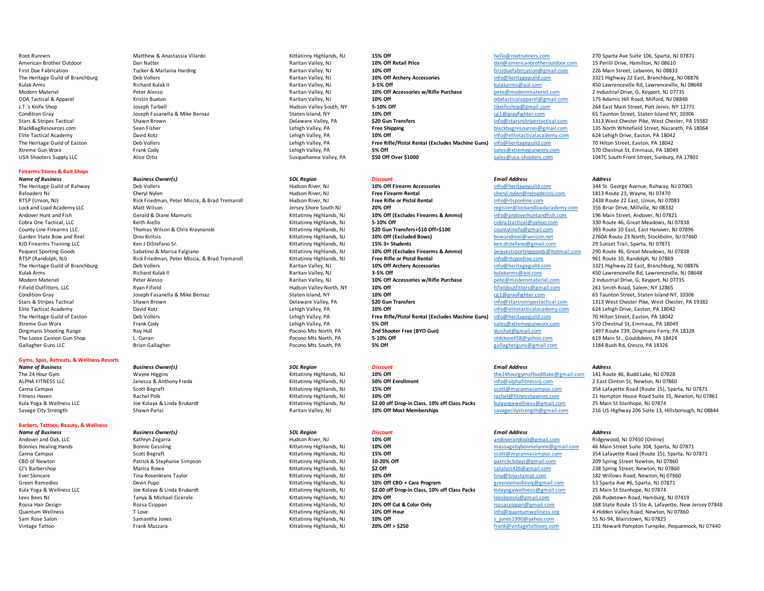| Name of Business | Business Owner(s) | SOL Region | Discount | Email Address | Address |
|---|---|---|---|---|---|
| Root Runners | Matthew & Anastassia Vilardo | Kittatinny Highlands, NJ | **15% Off** | hello@rootrunners.com | 270 Sparta Ave Suite 106, Sparta, NJ 07871 |
| American Brother Outdoor | Dan Natter | Raritan Valley, NJ | **10% Off Retail Price** | dan@americanbrotheroutdoor.com | 15 Perilli Drive, Hamilton, NJ 08610 |
| First Due Fabrication | Tucker & Marlaina Harding | Raritan Valley, NJ | **10% Off** | firstduefabrication@gmail.com | 226 Main Street, Lebanon, NJ 08833 |
| The Heritage Guild of Branchburg | Deb Vollers | Raritan Valley, NJ | **10% Off Archery Accessories** | info@heritageguild.com | 3321 Highway 22 East, Branchburg, NJ 08876 |
| Kulak Arms | Richard Kulak II | Raritan Valley, NJ | **3-5% Off** | kulakarms@aol.com | 450 Lawrenceville Rd, Lawrenceville, NJ 08648 |
| Modern Materiel | Peter Alesso | Raritan Valley, NJ | **10% Off Accessories w/Rifle Purchase** | pete@modernmateriel.com | 2 Industrial Drive, G, Keyport, NJ 07735 |
| ODA Tactical & Apparel | Kristin Buxton | Raritan Valley, NJ | **10% Off** | odatacticalapparel@gmail.com | 175 Adamic Hill Road, Milford, NJ 08848 |
| J.T.'s Knife Shop | Joseph Tarbell | Hudson Valley South, NY | **5-10% Off** | jtknifeshop@gmail.com | 264 East Main Street, Port Jervis, NY 12771 |
| Condition Gray | Joseph Fasanella & Mike Bernaz | Staten Island, NY | **10% Off** | cg1@grayfighter.com | 65 Taunton Street, Staten Island NY, 10306 |
| Stars & Stripes Tactical | Shawn Brown | Delaware Valley, PA | **$20 Gun Transfers** | info@starsnstripestactical.com | 1313 West Chester Pike, West Chester, PA 19382 |
| BlackBagResources.com | Sean Fisher | Lehigh Valley, PA | **Free Shipping** | blackbagresources@gmail.com | 135 North Whitefield Street, Nazareth, PA 18064 |
| Elite Tactical Academy | David Kotz | Lehigh Valley, PA | **10% Off** | info@elitetacticalacademy.com | 624 Lehigh Drive, Easton, PA 18042 |
| The Heritage Guild of Easton | Deb Vollers | Lehigh Valley, PA | **Free Rifle/Pistol Rental (Excludes Machine Guns)** | info@heritageguild.com | 70 Hilton Street, Easton, PA 18042 |
| Xtreme Gun Worx | Frank Cody | Lehigh Valley, PA | **5% Off** | sales@xtremegunworx.com | 570 Chestnut St, Emmaus, PA 18049 |
| USA Shooters Supply LLC | Alice Ortiz | Susquehanna Valley, PA | **$50 Off Over $1000** | sales@usa-shooters.com | 1047C South Front Street, Sunbury, PA 17801 |

**Firearms Stores & Bait Shops**

| *Name of Business* | *Business Owner(s)* | *SOL Region* | *Discount* | *Email Address* | *Address* |
|---|---|---|---|---|---|
| The Heritage Guild of Rahway | Deb Vollers | Hudson River, NJ | **10% Off Firearm Accessories** | info@heritageguild.com | 344 St. George Avenue, Rahway, NJ 07065 |
| Reloaderz NJ | Cheryl Nylen | Hudson River, NJ | **Free Firearm Rental** | cheryl.nylen@reloaderznj.com | 1813 Route 23, Wayne, NJ 07470 |
| RTSP (Union, NJ) | Rick Friedman, Peter Miscia, & Brad Tremaroll | Hudson River, NJ | **Free Rifle or Pistol Rental** | info@rtsponline.com | 2438 Route 22 East, Union, NJ 07083 |
| Lock and Load Academy LLC | Matt Wilson | Jersey Shore South NJ | **20% Off** | register@lockandloadacademy.com | 356 Briar Drive, Millville, NJ 08332 |
| Andover Hunt and Fish | Gerald & Diane Mamuric | Kittatinny Highlands, NJ | **10% Off (Excludes Firearms & Ammo)** | info@andoverhuntandfish.com | 196 Main Street, Andover, NJ 07821 |
| Cobra One Tactical, LLC | Keith Aiello | Kittatinny Highlands, NJ | **5-10% Off** | cobra1tactical@yahoo.com | 330 Route 46, Great Meadows, NJ 07838 |
| County Line Firearms LLC | Thomas Wilson & Chris Kraynanski | Kittatinny Highlands, NJ | **$20 Gun Transfers+$10 Off>$100** | countylinefa@gmail.com | 393 Route 10 East, East Hanover, NJ 07896 |
| Garden State Bow and Reel | Dino Kiritsis | Kittatinny Highlands, NJ | **10% Off (Excluded Bows)** | bowandreel@verizon.net | 2760A Route 23 North, Stockholm, NJ 07460 |
| KJD Firearms Training LLC | Ken J DiStefano Sr. | Kittatinny Highlands, NJ | **15% 3+ Students** | ken.distefano@gmail.com | 29 Sunset Trail, Sparta, NJ 07871 |
| Pequest Sporting Goods | Sabatino & Marisa Falgiano | Kittatinny Highlands, NJ | **10% Off (Excludes Firearms & Ammo)** | pequestsportinggoods@hotmail.com | 290 Route 46, Great Meadows, NJ 07838 |
| RTSP (Randolph, NJ) | Rick Friedman, Peter Miscia, & Brad Tremaroll | Kittatinny Highlands, NJ | **Free Rifle or Pistol Rental** | info@rtsponline.com | 961 Route 10, Randolph, NJ 07869 |
| The Heritage Guild of Branchburg | Deb Vollers | Raritan Valley, NJ | **10% Off Archery Accessories** | info@heritageguild.com | 3321 Highway 22 East, Branchburg, NJ 08876 |
| Kulak Arms | Richard Kulak II | Raritan Valley, NJ | **3-5% Off** | kulakarms@aol.com | 450 Lawrenceville Rd, Lawrenceville, NJ 08648 |
| Modern Materiel | Peter Alesso | Raritan Valley, NJ | **10% Off Accessories w/Rifle Purchase** | pete@modernmateriel.com | 2 Industrial Drive, G, Keyport, NJ 07735 |
| Fifield Outfitters, LLC | Ryan Fifield | Hudson Valley North, NY | **10% Off** | fifieldoutfitters@gmail.com | 261 Smith Road, Salem, NY 12865 |
| Condition Gray | Joseph Fasanella & Mike Bernaz | Staten Island, NY | **10% Off** | cg1@grayfighter.com | 65 Taunton Street, Staten Island NY, 10306 |
| Stars & Stripes Tactical | Shawn Brown | Delaware Valley, PA | **$20 Gun Transfers** | info@starsnstripestactical.com | 1313 West Chester Pike, West Chester, PA 19382 |
| Elite Tactical Academy | David Kotz | Lehigh Valley, PA | **10% Off** | info@elitetacticalacademy.com | 624 Lehigh Drive, Easton, PA 18042 |
| The Heritage Guild of Easton | Deb Vollers | Lehigh Valley, PA | **Free Rifle/Pistol Rental (Excludes Machine Guns)** | info@heritageguild.com | 70 Hilton Street, Easton, PA 18042 |
| Xtreme Gun Worx | Frank Cody | Lehigh Valley, PA | **5% Off** | sales@xtremegunworx.com | 570 Chestnut St, Emmaus, PA 18049 |
| Dingmans Shooting Range | Roy Hull | Pocono Mts North, PA | **2nd Shooter Free (BYO Gun)** | dsrshot@gmail.com | 1497 Route 739, Dingmans Ferry, PA 18328 |
| The Loose Cannon Gun Shop | L. Curran | Pocono Mts North, PA | **5-10% Off** | oldskoool58@yahoo.com | 619 Main St., Gouldsboro, PA 18424 |
| Gallagher Guns LLC | Brian Gallagher | Pocono Mts South, PA | **5% Off** | gallagherguns@gmail.com | 1184 Bush Rd, Cresco, PA 18326 |

**Gyms, Spas, Retreats, & Wellness Resorts**

| *Name of Business* | *Business Owner(s)* | *SOL Region* | *Discount* | *Email Address* | *Address* |
|---|---|---|---|---|---|
| The 24 Hour Gym | Wayne Higgins | Kittatinny Highlands, NJ | **10% Off** | the24hourgymofbuddlake@gmail.com | 141 Route 46, Budd Lake, NJ 07828 |
| ALPHA FITNESS LLC | Janessa & Anthony Freda | Kittatinny Highlands, NJ | **50% Off Enrollment** | info@alphafitnessnj.com | 2 East Clinton St, Newton, NJ 07860 |
| Canna Campus | Scott Begraft | Kittatinny Highlands, NJ | **15% Off** | scott@mycannacampus.com | 354 Lafayette Road (Route 15), Sparta, NJ 07871 |
| Fitness Haven | Rachel Polk | Kittatinny Highlands, NJ | **10% Off** | rachel@fitnesshavennj.com | 21 Hampton House Road Suite 15, Newton, NJ 07861 |
| Kula Yoga & Wellness LLC | Joe Kolaya & Linda Brukardt | Kittatinny Highlands, NJ | **$2.00 off Drop-in Class, 10% off Class Packs** | kulayogawellness@gmail.com | 25 Main St Stanhope, NJ 07874 |
| Savage City Strength | Shawn Parisi | Raritan Valley, NJ | **10% Off Most Memberships** | savagecitystrength@gmail.com | 216 US Highway 206 Suite 13, Hillsborough, NJ 08844 |

**Barbers, Tattoos, Beauty, & Wellness**

| *Name of Business* | *Business Owner(s)* | *SOL Region* | *Discount* | *Email Address* | *Address* |
|---|---|---|---|---|---|
| Andover and Oak, LLC | Kathryn Zegarra | Hudson River, NJ | **10% Off** | andoverandoak@gmail.com | Ridgewood, NJ 07450 (Online) |
| Bonnies Healing Hands | Bonnie Gessling | Kittatinny Highlands, NJ | **10% Off** | massagebybonnielynne@gmail.com | 46 Main Street Suite 304, Sparta, NJ 07871 |
| Canna Campus | Scott Begraft | Kittatinny Highlands, NJ | **15% Off** | scott@mycannacampus.com | 354 Lafayette Road (Route 15), Sparta, NJ 07871 |
| CBD of Newton | Patrick & Stephanie Simpson | Kittatinny Highlands, NJ | **10-20% Off** | patrickcbdays@gmail.com | 209 Spring Street Newton, NJ 07860 |
| CJ's Barbershop | Marisa Rowe | Kittatinny Highlands, NJ | **$2 Off** | catalyst426@gmail.com | 238 Spring Street, Newton, NJ 07860 |
| Ever Skincare | Tina Rosenkrans Taylor | Kittatinny Highlands, NJ | **10% Off** | tina@tinastamps.com | 182 Willows Road, Newton, Nj 07860 |
| Green Remedies | Devin Pupo | Kittatinny Highlands, NJ | **10% Off CBD + Care Program** | greenremediesnj@gmail.com | 53 Sparta Ave #6, Sparta, NJ 07871 |
| Kula Yoga & Wellness LLC | Joe Kolaya & Linda Brukardt | Kittatinny Highlands, NJ | **$2.00 off Drop-in Class, 10% off Class Packs** | kulayogawellness@gmail.com | 25 Main St Stanhope, NJ 07874 |
| Lees Bees NJ | Tanya & Michael Cicerale | Kittatinny Highlands, NJ | **20% Off** | leesbeesnj@gmail.com | 266 Rudetown Road, Hamburg, NJ 07419 |
| Rozsa Hair Design | Rozsa Csippan | Kittatinny Highlands, NJ | **20% Off Cut & Color Only** | rozsacsippan@gmail.com | 168 State Route 15 Ste A, Lafayette, New Jersey 07848 |
| Quantum Wellness | T Love | Kittatinny Highlands, NJ | **10% Off Hour** | info@quantumwellness.org | 4 Hidden Valley Road, Newton, NJ 07860 |
| Sam Rose Salon | Samantha Jones | Kittatinny Highlands, NJ | **10% Off** | s_jones1990@yahoo.com | 55 NJ-94, Blairstown, NJ 07825 |
| Vintage Tattoo | Frank Mazzara | Kittatinny Highlands, NJ | **20% Off > $250** | frank@vintagetattoonj.com | 131 Newark Pompton Turnpike, Pequannock, NJ 07440 |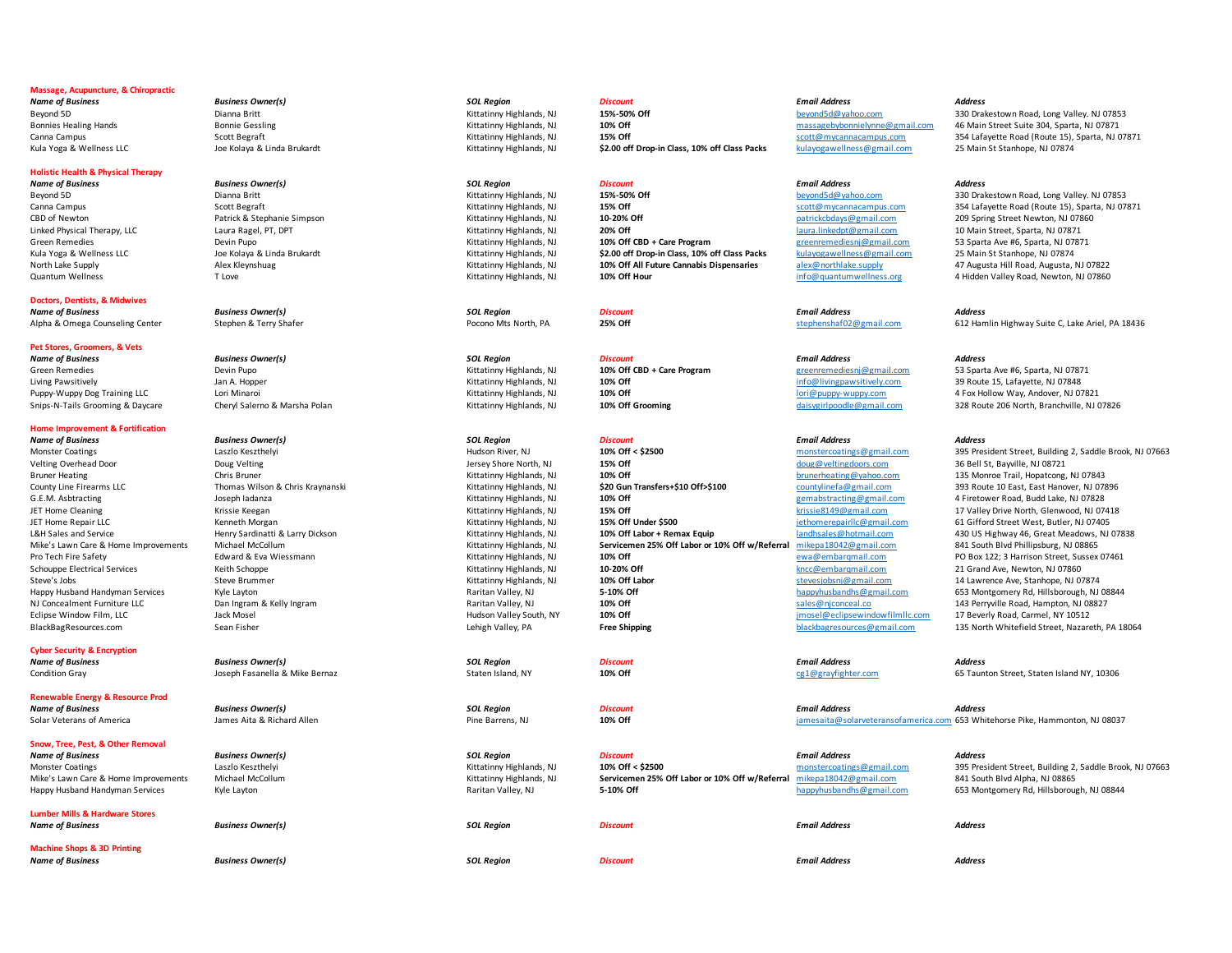**Massage, Acupuncture, & Chiropractic**

| *Name of Business* | *Business Owner(s)* | *SOL Region* | *Discount* | *Email Address* | *Address* |
|---|---|---|---|---|---|
| Beyond 5D | Dianna Britt | Kittatinny Highlands, NJ | **15%-50% Off** | beyond5d@yahoo.com | 330 Drakestown Road, Long Valley. NJ 07853 |
| Bonnies Healing Hands | Bonnie Gessling | Kittatinny Highlands, NJ | **10% Off** | massagebybonnielynne@gmail.com | 46 Main Street Suite 304, Sparta, NJ 07871 |
| Canna Campus | Scott Begraft | Kittatinny Highlands, NJ | **15% Off** | scott@mycannacampus.com | 354 Lafayette Road (Route 15), Sparta, NJ 07871 |
| Kula Yoga & Wellness LLC | Joe Kolaya & Linda Brukardt | Kittatinny Highlands, NJ | **$2.00 off Drop-in Class, 10% off Class Packs** | kulayogawellness@gmail.com | 25 Main St Stanhope, NJ 07874 |

**Holistic Health & Physical Therapy**

| *Name of Business* | *Business Owner(s)* | *SOL Region* | *Discount* | *Email Address* | *Address* |
|---|---|---|---|---|---|
| Beyond 5D | Dianna Britt | Kittatinny Highlands, NJ | **15%-50% Off** | beyond5d@yahoo.com | 330 Drakestown Road, Long Valley. NJ 07853 |
| Canna Campus | Scott Begraft | Kittatinny Highlands, NJ | **15% Off** | scott@mycannacampus.com | 354 Lafayette Road (Route 15), Sparta, NJ 07871 |
| CBD of Newton | Patrick & Stephanie Simpson | Kittatinny Highlands, NJ | **10-20% Off** | patrickcbdays@gmail.com | 209 Spring Street Newton, NJ 07860 |
| Linked Physical Therapy, LLC | Laura Ragel, PT, DPT | Kittatinny Highlands, NJ | **20% Off** | laura.linkedpt@gmail.com | 10 Main Street, Sparta, NJ 07871 |
| Green Remedies | Devin Pupo | Kittatinny Highlands, NJ | **10% Off CBD + Care Program** | greenremediesnj@gmail.com | 53 Sparta Ave #6, Sparta, NJ 07871 |
| Kula Yoga & Wellness LLC | Joe Kolaya & Linda Brukardt | Kittatinny Highlands, NJ | **$2.00 off Drop-in Class, 10% off Class Packs** | kulayogawellness@gmail.com | 25 Main St Stanhope, NJ 07874 |
| North Lake Supply | Alex Kleynshuag | Kittatinny Highlands, NJ | **10% Off All Future Cannabis Dispensaries** | alex@northlake.supply | 47 Augusta Hill Road, Augusta, NJ 07822 |
| Quantum Wellness | T Love | Kittatinny Highlands, NJ | **10% Off Hour** | info@quantumwellness.org | 4 Hidden Valley Road, Newton, NJ 07860 |

**Doctors, Dentists, & Midwives**

| *Name of Business* | *Business Owner(s)* | *SOL Region* | *Discount* | *Email Address* | *Address* |
|---|---|---|---|---|---|
| Alpha & Omega Counseling Center | Stephen & Terry Shafer | Pocono Mts North, PA | **25% Off** | stephenshaf02@gmail.com | 612 Hamlin Highway Suite C, Lake Ariel, PA 18436 |

**Pet Stores, Groomers, & Vets**

| *Name of Business* | *Business Owner(s)* | *SOL Region* | *Discount* | *Email Address* | *Address* |
|---|---|---|---|---|---|
| Green Remedies | Devin Pupo | Kittatinny Highlands, NJ | **10% Off CBD + Care Program** | greenremediesnj@gmail.com | 53 Sparta Ave #6, Sparta, NJ 07871 |
| Living Pawsitively | Jan A. Hopper | Kittatinny Highlands, NJ | **10% Off** | info@livingpawsitively.com | 39 Route 15, Lafayette, NJ 07848 |
| Puppy-Wuppy Dog Training LLC | Lori Minaroi | Kittatinny Highlands, NJ | **10% Off** | lori@puppy-wuppy.com | 4 Fox Hollow Way, Andover, NJ 07821 |
| Snips-N-Tails Grooming & Daycare | Cheryl Salerno & Marsha Polan | Kittatinny Highlands, NJ | **10% Off Grooming** | daisygirlpoodle@gmail.com | 328 Route 206 North, Branchville, NJ 07826 |

**Home Improvement & Fortification**

| *Name of Business* | *Business Owner(s)* | *SOL Region* | *Discount* | *Email Address* | *Address* |
|---|---|---|---|---|---|
| Monster Coatings | Laszlo Keszthelyi | Hudson River, NJ | **10% Off < $2500** | monstercoatings@gmail.com | 395 President Street, Building 2, Saddle Brook, NJ 07663 |
| Velting Overhead Door | Doug Velting | Jersey Shore North, NJ | **15% Off** | doug@veltingdoors.com | 36 Bell St, Bayville, NJ 08721 |
| Bruner Heating | Chris Bruner | Kittatinny Highlands, NJ | **10% Off** | brunerheating@yahoo.com | 135 Monroe Trail, Hopatcong, NJ 07843 |
| County Line Firearms LLC | Thomas Wilson & Chris Kraynanski | Kittatinny Highlands, NJ | **$20 Gun Transfers+$10 Off>$100** | countylinefa@gmail.com | 393 Route 10 East, East Hanover, NJ 07896 |
| G.E.M. Asbtracting | Joseph Iadanza | Kittatinny Highlands, NJ | **10% Off** | gemabstracting@gmail.com | 4 Firetower Road, Budd Lake, NJ 07828 |
| JET Home Cleaning | Krissie Keegan | Kittatinny Highlands, NJ | **15% Off** | krissie8149@gmail.com | 17 Valley Drive North, Glenwood, NJ 07418 |
| JET Home Repair LLC | Kenneth Morgan | Kittatinny Highlands, NJ | **15% Off Under $500** | jethomerepairllc@gmail.com | 61 Gifford Street West, Butler, NJ 07405 |
| L&H Sales and Service | Henry Sardinatti & Larry Dickson | Kittatinny Highlands, NJ | **10% Off Labor + Remax Equip** | landhsales@hotmail.com | 430 US Highway 46, Great Meadows, NJ 07838 |
| Mike's Lawn Care & Home Improvements | Michael McCollum | Kittatinny Highlands, NJ | **Servicemen 25% Off Labor or 10% Off w/Referral** | mikepa18042@gmail.com | 841 South Blvd Phillipsburg, NJ 08865 |
| Pro Tech Fire Safety | Edward & Eva Wiessmann | Kittatinny Highlands, NJ | **10% Off** | ewa@embarqmail.com | PO Box 122; 3 Harrison Street, Sussex 07461 |
| Schouppe Electrical Services | Keith Schoppe | Kittatinny Highlands, NJ | **10-20% Off** | kncc@embarqmail.com | 21 Grand Ave, Newton, NJ 07860 |
| Steve's Jobs | Steve Brummer | Kittatinny Highlands, NJ | **10% Off Labor** | stevesjobsnj@gmail.com | 14 Lawrence Ave, Stanhope, NJ 07874 |
| Happy Husband Handyman Services | Kyle Layton | Raritan Valley, NJ | **5-10% Off** | happyhusbandhs@gmail.com | 653 Montgomery Rd, Hillsborough, NJ 08844 |
| NJ Concealment Furniture LLC | Dan Ingram & Kelly Ingram | Raritan Valley, NJ | **10% Off** | sales@njconceal.co | 143 Perryville Road, Hampton, NJ 08827 |
| Eclipse Window Film, LLC | Jack Mosel | Hudson Valley South, NY | **10% Off** | jmosel@eclipsewindowfilmllc.com | 17 Beverly Road, Carmel, NY 10512 |
| BlackBagResources.com | Sean Fisher | Lehigh Valley, PA | **Free Shipping** | blackbagresources@gmail.com | 135 North Whitefield Street, Nazareth, PA 18064 |

**Cyber Security & Encryption**

| *Name of Business* | *Business Owner(s)* | *SOL Region* | *Discount* | *Email Address* | *Address* |
|---|---|---|---|---|---|
| Condition Gray | Joseph Fasanella & Mike Bernaz | Staten Island, NY | **10% Off** | cg1@grayfighter.com | 65 Taunton Street, Staten Island NY, 10306 |

**Renewable Energy & Resource Prod**

| *Name of Business* | *Business Owner(s)* | *SOL Region* | *Discount* | *Email Address* | *Address* |
|---|---|---|---|---|---|
| Solar Veterans of America | James Aita & Richard Allen | Pine Barrens, NJ | **10% Off** | jamesaita@solarveteransofamerica.com | 653 Whitehorse Pike, Hammonton, NJ 08037 |

**Snow, Tree, Pest, & Other Removal**

| *Name of Business* | *Business Owner(s)* | *SOL Region* | *Discount* | *Email Address* | *Address* |
|---|---|---|---|---|---|
| Monster Coatings | Laszlo Keszthelyi | Kittatinny Highlands, NJ | **10% Off < $2500** | monstercoatings@gmail.com | 395 President Street, Building 2, Saddle Brook, NJ 07663 |
| Mike's Lawn Care & Home Improvements | Michael McCollum | Kittatinny Highlands, NJ | **Servicemen 25% Off Labor or 10% Off w/Referral** | mikepa18042@gmail.com | 841 South Blvd Alpha, NJ 08865 |
| Happy Husband Handyman Services | Kyle Layton | Raritan Valley, NJ | **5-10% Off** | happyhusbandhs@gmail.com | 653 Montgomery Rd, Hillsborough, NJ 08844 |

**Lumber Mills & Hardware Stores**

| *Name of Business* | *Business Owner(s)* | *SOL Region* | *Discount* | *Email Address* | *Address* |
|---|---|---|---|---|---|

**Machine Shops & 3D Printing**

| *Name of Business* | *Business Owner(s)* | *SOL Region* | *Discount* | *Email Address* | *Address* |
|---|---|---|---|---|---|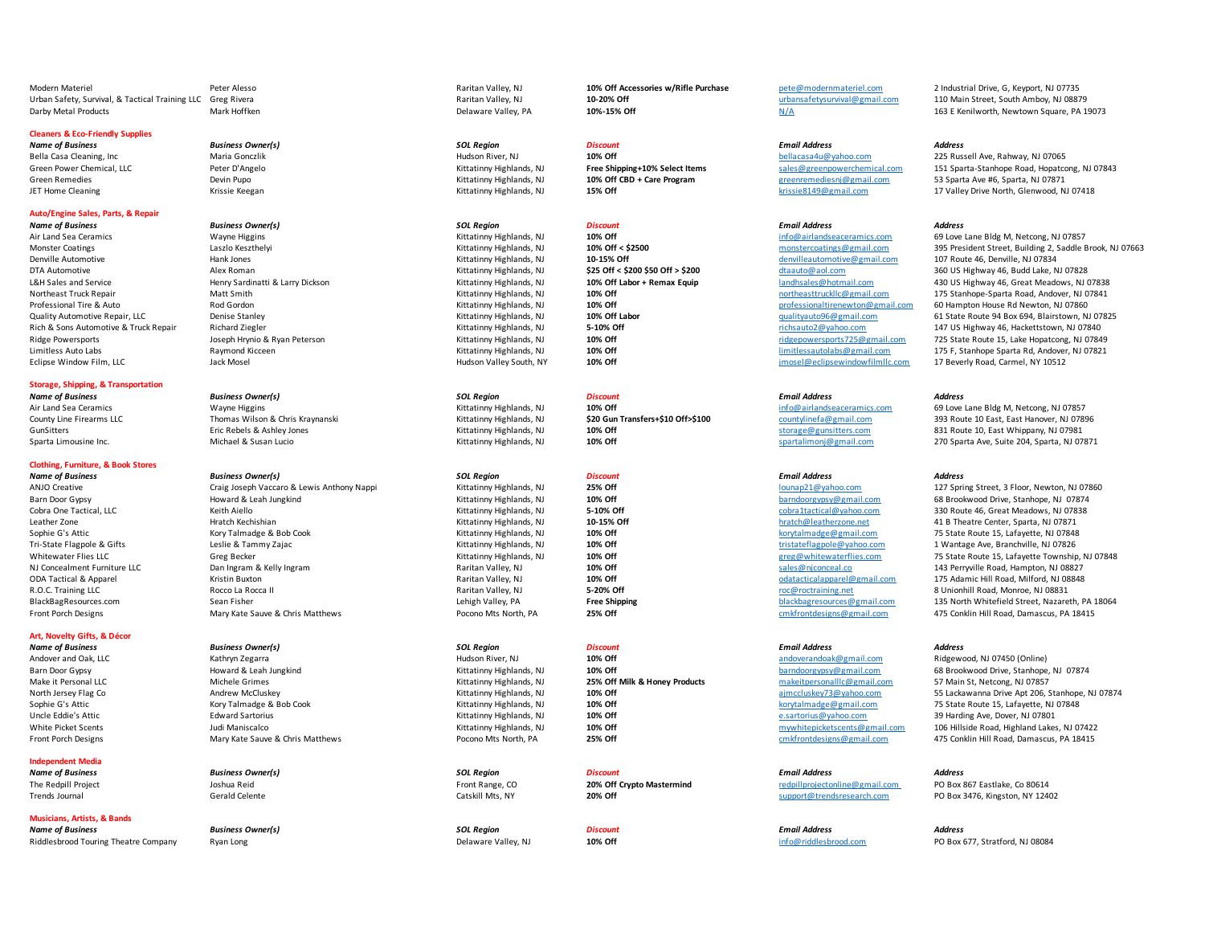| Name of Business | Business Owner(s) | SOL Region | Discount | Email Address | Address |
|---|---|---|---|---|---|
| Modern Materiel | Peter Alesso | Raritan Valley, NJ | **10% Off Accessories w/Rifle Purchase** | pete@modernmateriel.com | 2 Industrial Drive, G, Keyport, NJ 07735 |
| Urban Safety, Survival, & Tactical Training LLC | Greg Rivera | Raritan Valley, NJ | **10-20% Off** | urbansafetysurvival@gmail.com | 110 Main Street, South Amboy, NJ 08879 |
| Darby Metal Products | Mark Hoffken | Delaware Valley, PA | **10%-15% Off** | N/A | 163 E Kenilworth, Newtown Square, PA 19073 |

## Cleaners & Eco-Friendly Supplies

| Name of Business | Business Owner(s) | SOL Region | Discount | Email Address | Address |
|---|---|---|---|---|---|
| Bella Casa Cleaning, Inc | Maria Gonczlik | Hudson River, NJ | **10% Off** | bellacasa4u@yahoo.com | 225 Russell Ave, Rahway, NJ 07065 |
| Green Power Chemical, LLC | Peter D'Angelo | Kittatinny Highlands, NJ | **Free Shipping+10% Select Items** | sales@greenpowerchemical.com | 151 Sparta-Stanhope Road, Hopatcong, NJ 07843 |
| Green Remedies | Devin Pupo | Kittatinny Highlands, NJ | **10% Off CBD + Care Program** | greenremediesnj@gmail.com | 53 Sparta Ave #6, Sparta, NJ 07871 |
| JET Home Cleaning | Krissie Keegan | Kittatinny Highlands, NJ | **15% Off** | krissie8149@gmail.com | 17 Valley Drive North, Glenwood, NJ 07418 |

## Auto/Engine Sales, Parts, & Repair

| Name of Business | Business Owner(s) | SOL Region | Discount | Email Address | Address |
|---|---|---|---|---|---|
| Air Land Sea Ceramics | Wayne Higgins | Kittatinny Highlands, NJ | **10% Off** | info@airlandseaceramics.com | 69 Love Lane Bldg M, Netcong, NJ 07857 |
| Monster Coatings | Laszlo Keszthelyi | Kittatinny Highlands, NJ | **10% Off < $2500** | monstercoatings@gmail.com | 395 President Street, Building 2, Saddle Brook, NJ 07663 |
| Denville Automotive | Hank Jones | Kittatinny Highlands, NJ | **10-15% Off** | denvilleautomotive@gmail.com | 107 Route 46, Denville, NJ 07834 |
| DTA Automotive | Alex Roman | Kittatinny Highlands, NJ | **$25 Off < $200 $50 Off > $200** | dtaauto@aol.com | 360 US Highway 46, Budd Lake, NJ 07828 |
| L&H Sales and Service | Henry Sardinatti & Larry Dickson | Kittatinny Highlands, NJ | **10% Off Labor + Remax Equip** | landhsales@hotmail.com | 430 US Highway 46, Great Meadows, NJ 07838 |
| Northeast Truck Repair | Matt Smith | Kittatinny Highlands, NJ | **10% Off** | northeasttruckllc@gmail.com | 175 Stanhope-Sparta Road, Andover, NJ 07841 |
| Professional Tire & Auto | Rod Gordon | Kittatinny Highlands, NJ | **10% Off** | professionaltirenewton@gmail.com | 60 Hampton House Rd Newton, NJ 07860 |
| Quality Automotive Repair, LLC | Denise Stanley | Kittatinny Highlands, NJ | **10% Off Labor** | qualityauto96@gmail.com | 61 State Route 94 Box 694, Blairstown, NJ 07825 |
| Rich & Sons Automotive & Truck Repair | Richard Ziegler | Kittatinny Highlands, NJ | **5-10% Off** | richsauto2@yahoo.com | 147 US Highway 46, Hackettstown, NJ 07840 |
| Ridge Powersports | Joseph Hrynio & Ryan Peterson | Kittatinny Highlands, NJ | **10% Off** | ridgepowersports725@gmail.com | 725 State Route 15, Lake Hopatcong, NJ 07849 |
| Limitless Auto Labs | Raymond Kicceen | Kittatinny Highlands, NJ | **10% Off** | limitlessautolabs@gmail.com | 175 F, Stanhope Sparta Rd, Andover, NJ 07821 |
| Eclipse Window Film, LLC | Jack Mosel | Hudson Valley South, NY | **10% Off** | jmosel@eclipsewindowfilmllc.com | 17 Beverly Road, Carmel, NY 10512 |

## Storage, Shipping, & Transportation

| Name of Business | Business Owner(s) | SOL Region | Discount | Email Address | Address |
|---|---|---|---|---|---|
| Air Land Sea Ceramics | Wayne Higgins | Kittatinny Highlands, NJ | **10% Off** | info@airlandseaceramics.com | 69 Love Lane Bldg M, Netcong, NJ 07857 |
| County Line Firearms LLC | Thomas Wilson & Chris Kraynanski | Kittatinny Highlands, NJ | **$20 Gun Transfers+$10 Off>$100** | countylinefa@gmail.com | 393 Route 10 East, East Hanover, NJ 07896 |
| GunSitters | Eric Rebels & Ashley Jones | Kittatinny Highlands, NJ | **10% Off** | storage@gunsitters.com | 831 Route 10, East Whippany, NJ 07981 |
| Sparta Limousine Inc. | Michael & Susan Lucio | Kittatinny Highlands, NJ | **10% Off** | spartalimonj@gmail.com | 270 Sparta Ave, Suite 204, Sparta, NJ 07871 |

## Clothing, Furniture, & Book Stores

| Name of Business | Business Owner(s) | SOL Region | Discount | Email Address | Address |
|---|---|---|---|---|---|
| ANJO Creative | Craig Joseph Vaccaro & Lewis Anthony Nappi | Kittatinny Highlands, NJ | **25% Off** | lounap21@yahoo.com | 127 Spring Street, 3 Floor, Newton, NJ 07860 |
| Barn Door Gypsy | Howard & Leah Jungkind | Kittatinny Highlands, NJ | **10% Off** | barndoorgypsy@gmail.com | 68 Brookwood Drive, Stanhope, NJ 07874 |
| Cobra One Tactical, LLC | Keith Aiello | Kittatinny Highlands, NJ | **5-10% Off** | cobra1tactical@yahoo.com | 330 Route 46, Great Meadows, NJ 07838 |
| Leather Zone | Hratch Kechishian | Kittatinny Highlands, NJ | **10-15% Off** | hratch@leatherzone.net | 41 B Theatre Center, Sparta, NJ 07871 |
| Sophie G's Attic | Kory Talmadge & Bob Cook | Kittatinny Highlands, NJ | **10% Off** | korytalmadge@gmail.com | 75 State Route 15, Lafayette, NJ 07848 |
| Tri-State Flagpole & Gifts | Leslie & Tammy Zajac | Kittatinny Highlands, NJ | **10% Off** | tristateflagpole@yahoo.com | 1 Wantage Ave, Branchville, NJ 07826 |
| Whitewater Flies LLC | Greg Becker | Kittatinny Highlands, NJ | **10% Off** | greg@whitewaterflies.com | 75 State Route 15, Lafayette Township, NJ 07848 |
| NJ Concealment Furniture LLC | Dan Ingram & Kelly Ingram | Raritan Valley, NJ | **10% Off** | sales@njconceal.co | 143 Perryville Road, Hampton, NJ 08827 |
| ODA Tactical & Apparel | Kristin Buxton | Raritan Valley, NJ | **10% Off** | odatacticalapparel@gmail.com | 175 Adamic Hill Road, Milford, NJ 08848 |
| R.O.C. Training LLC | Rocco La Rocca II | Raritan Valley, NJ | **5-20% Off** | roc@roctraining.net | 8 Unionhill Road, Monroe, NJ 08831 |
| BlackBagResources.com | Sean Fisher | Lehigh Valley, PA | **Free Shipping** | blackbagresources@gmail.com | 135 North Whitefield Street, Nazareth, PA 18064 |
| Front Porch Designs | Mary Kate Sauve & Chris Matthews | Pocono Mts North, PA | **25% Off** | cmkfrontdesigns@gmail.com | 475 Conklin Hill Road, Damascus, PA 18415 |

## Art, Novelty Gifts, & Décor

| Name of Business | Business Owner(s) | SOL Region | Discount | Email Address | Address |
|---|---|---|---|---|---|
| Andover and Oak, LLC | Kathryn Zegarra | Hudson River, NJ | **10% Off** | andoverandoak@gmail.com | Ridgewood, NJ 07450 (Online) |
| Barn Door Gypsy | Howard & Leah Jungkind | Kittatinny Highlands, NJ | **10% Off** | barndoorgypsy@gmail.com | 68 Brookwood Drive, Stanhope, NJ 07874 |
| Make it Personal LLC | Michele Grimes | Kittatinny Highlands, NJ | **25% Off Milk & Honey Products** | makeitpersonalllc@gmail.com | 57 Main St, Netcong, NJ 07857 |
| North Jersey Flag Co | Andrew McCluskey | Kittatinny Highlands, NJ | **10% Off** | ajmccluskey73@yahoo.com | 55 Lackawanna Drive Apt 206, Stanhope, NJ 07874 |
| Sophie G's Attic | Kory Talmadge & Bob Cook | Kittatinny Highlands, NJ | **10% Off** | korytalmadge@gmail.com | 75 State Route 15, Lafayette, NJ 07848 |
| Uncle Eddie's Attic | Edward Sartorius | Kittatinny Highlands, NJ | **10% Off** | e.sartorius@yahoo.com | 39 Harding Ave, Dover, NJ 07801 |
| White Picket Scents | Judi Maniscalco | Kittatinny Highlands, NJ | **10% Off** | mywhitepicketscents@gmail.com | 106 Hillside Road, Highland Lakes, NJ 07422 |
| Front Porch Designs | Mary Kate Sauve & Chris Matthews | Pocono Mts North, PA | **25% Off** | cmkfrontdesigns@gmail.com | 475 Conklin Hill Road, Damascus, PA 18415 |

## Independent Media

| Name of Business | Business Owner(s) | SOL Region | Discount | Email Address | Address |
|---|---|---|---|---|---|
| The Redpill Project | Joshua Reid | Front Range, CO | **20% Off Crypto Mastermind** | redpillprojectonline@gmail.com | PO Box 867 Eastlake, Co 80614 |
| Trends Journal | Gerald Celente | Catskill Mts, NY | **20% Off** | support@trendsresearch.com | PO Box 3476, Kingston, NY 12402 |

## Musicians, Artists, & Bands

| Name of Business | Business Owner(s) | SOL Region | Discount | Email Address | Address |
|---|---|---|---|---|---|
| Riddlesbrood Touring Theatre Company | Ryan Long | Delaware Valley, NJ | **10% Off** | info@riddlesbrood.com | PO Box 677, Stratford, NJ 08084 |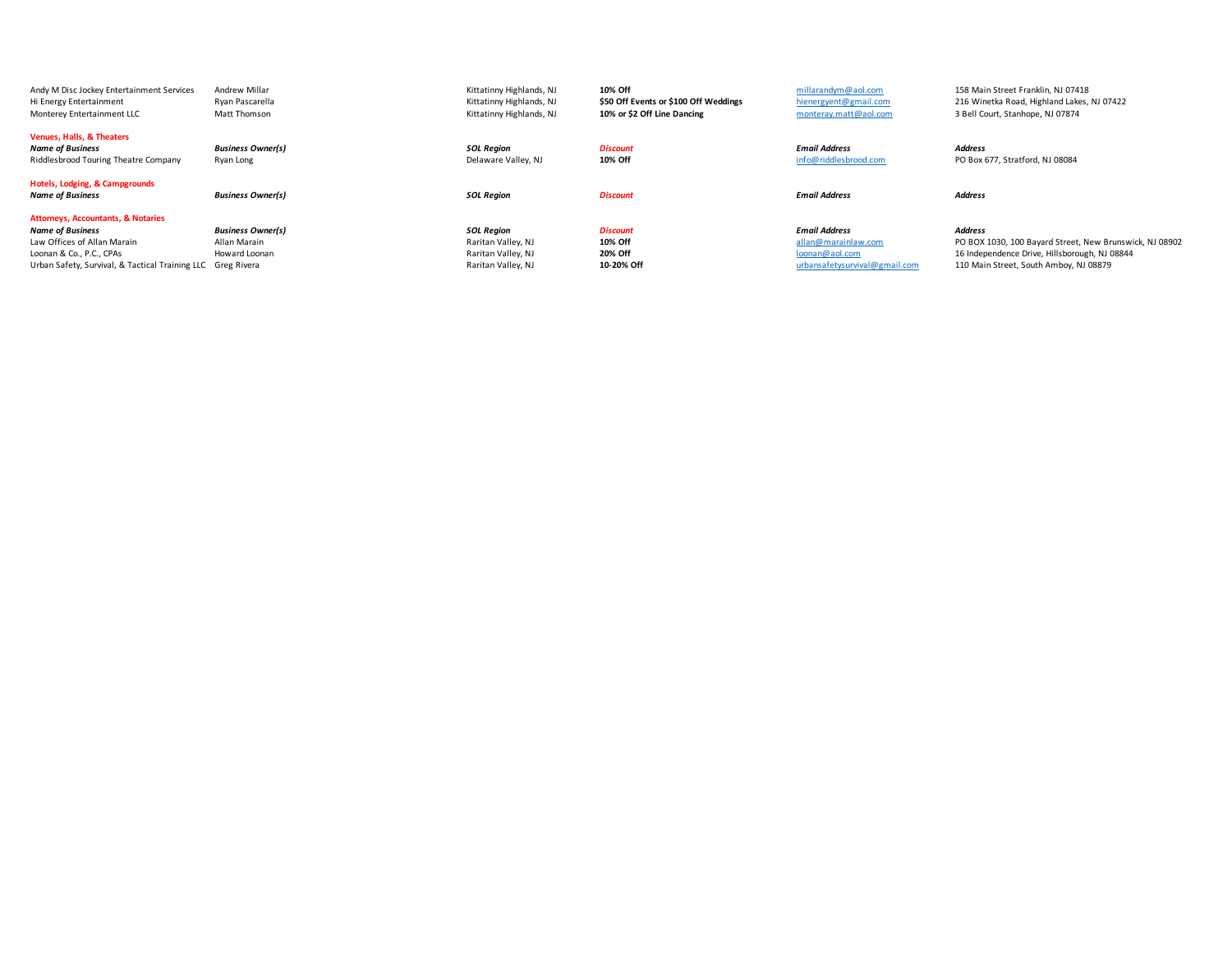| | | | | | |
|---|---|---|---|---|---|
| Andy M Disc Jockey Entertainment Services | Andrew Millar | Kittatinny Highlands, NJ | **10% Off** | millarandym@aol.com | 158 Main Street Franklin, NJ 07418 |
| Hi Energy Entertainment | Ryan Pascarella | Kittatinny Highlands, NJ | **$50 Off Events or $100 Off Weddings** | hienergyent@gmail.com | 216 Winetka Road, Highland Lakes, NJ 07422 |
| Monterey Entertainment LLC | Matt Thomson | Kittatinny Highlands, NJ | **10% or $2 Off Line Dancing** | monteray.matt@aol.com | 3 Bell Court, Stanhope, NJ 07874 |

**Venues, Halls, & Theaters**

| ***Name of Business*** | ***Business Owner(s)*** | ***SOL Region*** | ***Discount*** | ***Email Address*** | ***Address*** |
|---|---|---|---|---|---|
| Riddlesbrood Touring Theatre Company | Ryan Long | Delaware Valley, NJ | **10% Off** | info@riddlesbrood.com | PO Box 677, Stratford, NJ 08084 |

**Hotels, Lodging, & Campgrounds**

| ***Name of Business*** | ***Business Owner(s)*** | ***SOL Region*** | ***Discount*** | ***Email Address*** | ***Address*** |
|---|---|---|---|---|---|

**Attorneys, Accountants, & Notaries**

| ***Name of Business*** | ***Business Owner(s)*** | ***SOL Region*** | ***Discount*** | ***Email Address*** | ***Address*** |
|---|---|---|---|---|---|
| Law Offices of Allan Marain | Allan Marain | Raritan Valley, NJ | **10% Off** | allan@marainlaw.com | PO BOX 1030, 100 Bayard Street, New Brunswick, NJ 08902 |
| Loonan & Co., P.C., CPAs | Howard Loonan | Raritan Valley, NJ | **20% Off** | loonan@aol.com | 16 Independence Drive, Hillsborough, NJ 08844 |
| Urban Safety, Survival, & Tactical Training LLC | Greg Rivera | Raritan Valley, NJ | **10-20% Off** | urbansafetysurvival@gmail.com | 110 Main Street, South Amboy, NJ 08879 |